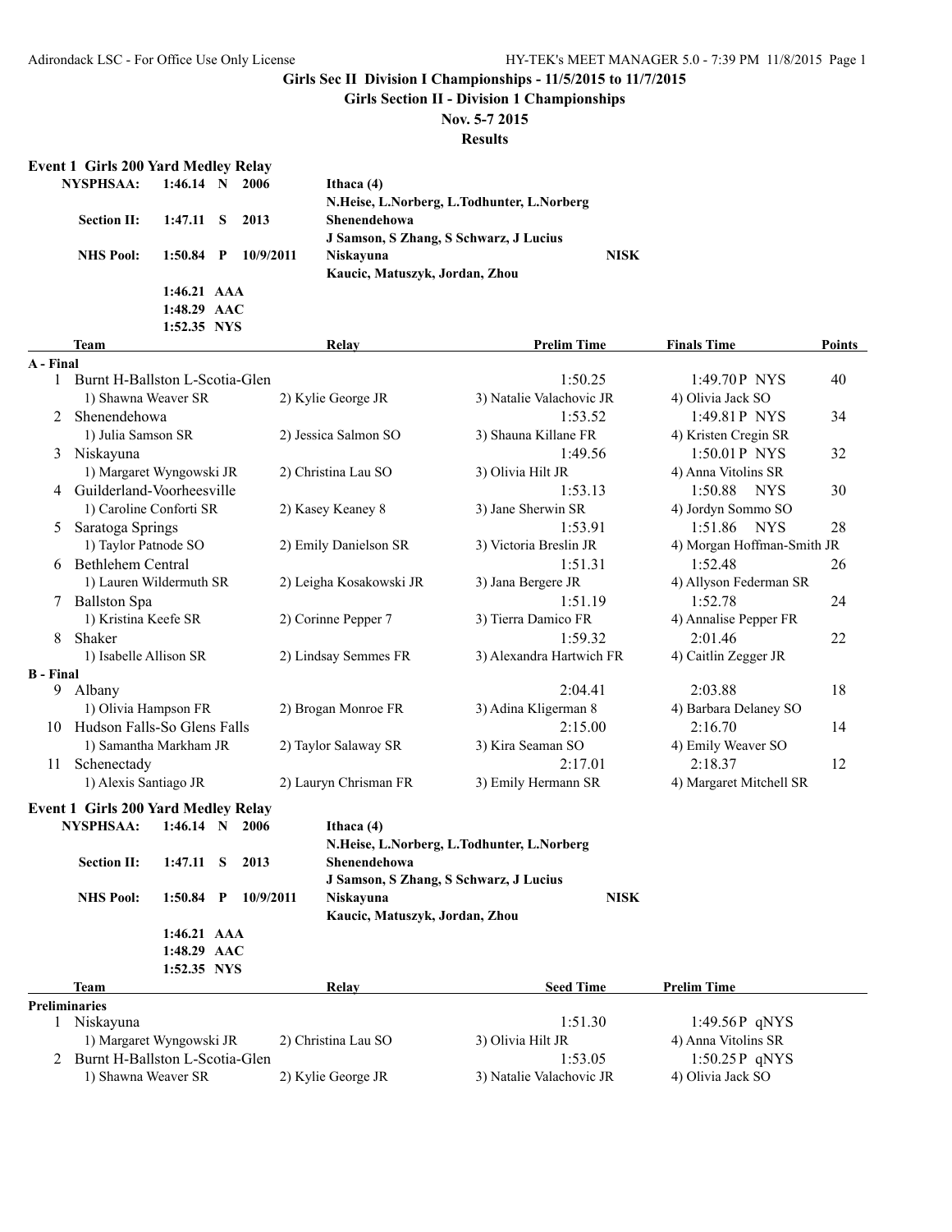**Girls Sec II Division I Championships - 11/5/2015 to 11/7/2015**

**Girls Section II - Division 1 Championships**

**Nov. 5-7 2015**

**Results**

## Event 1 Girls 200 Yard Medley Relay

| | | | | |
|---|---|---|---|---|
| **NYSPHSAA:** | **1:46.14 N** | **2006** | **Ithaca (4)** | |
| | | | **N.Heise, L.Norberg, L.Todhunter, L.Norberg** | |
| **Section II:** | **1:47.11 S** | **2013** | **Shenendehowa** | |
| | | | **J Samson, S Zhang, S Schwarz, J Lucius** | |
| **NHS Pool:** | **1:50.84 P** | **10/9/2011** | **Niskayuna** | **NISK** |
| | | | **Kaucic, Matuszyk, Jordan, Zhou** | |
| | **1:46.21 AAA** | | | |
| | **1:48.29 AAC** | | | |
| | **1:52.35 NYS** | | | |

| | Team | Relay | | Prelim Time | Finals Time | Points |
|---|---|---|---|---|---|---|
| **A - Final** | | | | | | |
| 1 | Burnt H-Ballston L-Scotia-Glen | | | 1:50.25 | 1:49.70P NYS | 40 |
| | 1) Shawna Weaver SR | 2) Kylie George JR | 3) Natalie Valachovic JR | 4) Olivia Jack SO | | |
| 2 | Shenendehowa | | | 1:53.52 | 1:49.81P NYS | 34 |
| | 1) Julia Samson SR | 2) Jessica Salmon SO | 3) Shauna Killane FR | 4) Kristen Cregin SR | | |
| 3 | Niskayuna | | | 1:49.56 | 1:50.01P NYS | 32 |
| | 1) Margaret Wyngowski JR | 2) Christina Lau SO | 3) Olivia Hilt JR | 4) Anna Vitolins SR | | |
| 4 | Guilderland-Voorheesville | | | 1:53.13 | 1:50.88 NYS | 30 |
| | 1) Caroline Conforti SR | 2) Kasey Keaney 8 | 3) Jane Sherwin SR | 4) Jordyn Sommo SO | | |
| 5 | Saratoga Springs | | | 1:53.91 | 1:51.86 NYS | 28 |
| | 1) Taylor Patnode SO | 2) Emily Danielson SR | 3) Victoria Breslin JR | 4) Morgan Hoffman-Smith JR | | |
| 6 | Bethlehem Central | | | 1:51.31 | 1:52.48 | 26 |
| | 1) Lauren Wildermuth SR | 2) Leigha Kosakowski JR | 3) Jana Bergere JR | 4) Allyson Federman SR | | |
| 7 | Ballston Spa | | | 1:51.19 | 1:52.78 | 24 |
| | 1) Kristina Keefe SR | 2) Corinne Pepper 7 | 3) Tierra Damico FR | 4) Annalise Pepper FR | | |
| 8 | Shaker | | | 1:59.32 | 2:01.46 | 22 |
| | 1) Isabelle Allison SR | 2) Lindsay Semmes FR | 3) Alexandra Hartwich FR | 4) Caitlin Zegger JR | | |
| **B - Final** | | | | | | |
| 9 | Albany | | | 2:04.41 | 2:03.88 | 18 |
| | 1) Olivia Hampson FR | 2) Brogan Monroe FR | 3) Adina Kligerman 8 | 4) Barbara Delaney SO | | |
| 10 | Hudson Falls-So Glens Falls | | | 2:15.00 | 2:16.70 | 14 |
| | 1) Samantha Markham JR | 2) Taylor Salaway SR | 3) Kira Seaman SO | 4) Emily Weaver SO | | |
| 11 | Schenectady | | | 2:17.01 | 2:18.37 | 12 |
| | 1) Alexis Santiago JR | 2) Lauryn Chrisman FR | 3) Emily Hermann SR | 4) Margaret Mitchell SR | | |

## Event 1 Girls 200 Yard Medley Relay

| | | | | |
|---|---|---|---|---|
| **NYSPHSAA:** | **1:46.14 N** | **2006** | **Ithaca (4)** | |
| | | | **N.Heise, L.Norberg, L.Todhunter, L.Norberg** | |
| **Section II:** | **1:47.11 S** | **2013** | **Shenendehowa** | |
| | | | **J Samson, S Zhang, S Schwarz, J Lucius** | |
| **NHS Pool:** | **1:50.84 P** | **10/9/2011** | **Niskayuna** | **NISK** |
| | | | **Kaucic, Matuszyk, Jordan, Zhou** | |
| | **1:46.21 AAA** | | | |
| | **1:48.29 AAC** | | | |
| | **1:52.35 NYS** | | | |

| | Team | Relay | | Seed Time | Prelim Time |
|---|---|---|---|---|---|
| **Preliminaries** | | | | | |
| 1 | Niskayuna | | | 1:51.30 | 1:49.56P qNYS |
| | 1) Margaret Wyngowski JR | 2) Christina Lau SO | 3) Olivia Hilt JR | 4) Anna Vitolins SR | |
| 2 | Burnt H-Ballston L-Scotia-Glen | | | 1:53.05 | 1:50.25P qNYS |
| | 1) Shawna Weaver SR | 2) Kylie George JR | 3) Natalie Valachovic JR | 4) Olivia Jack SO | |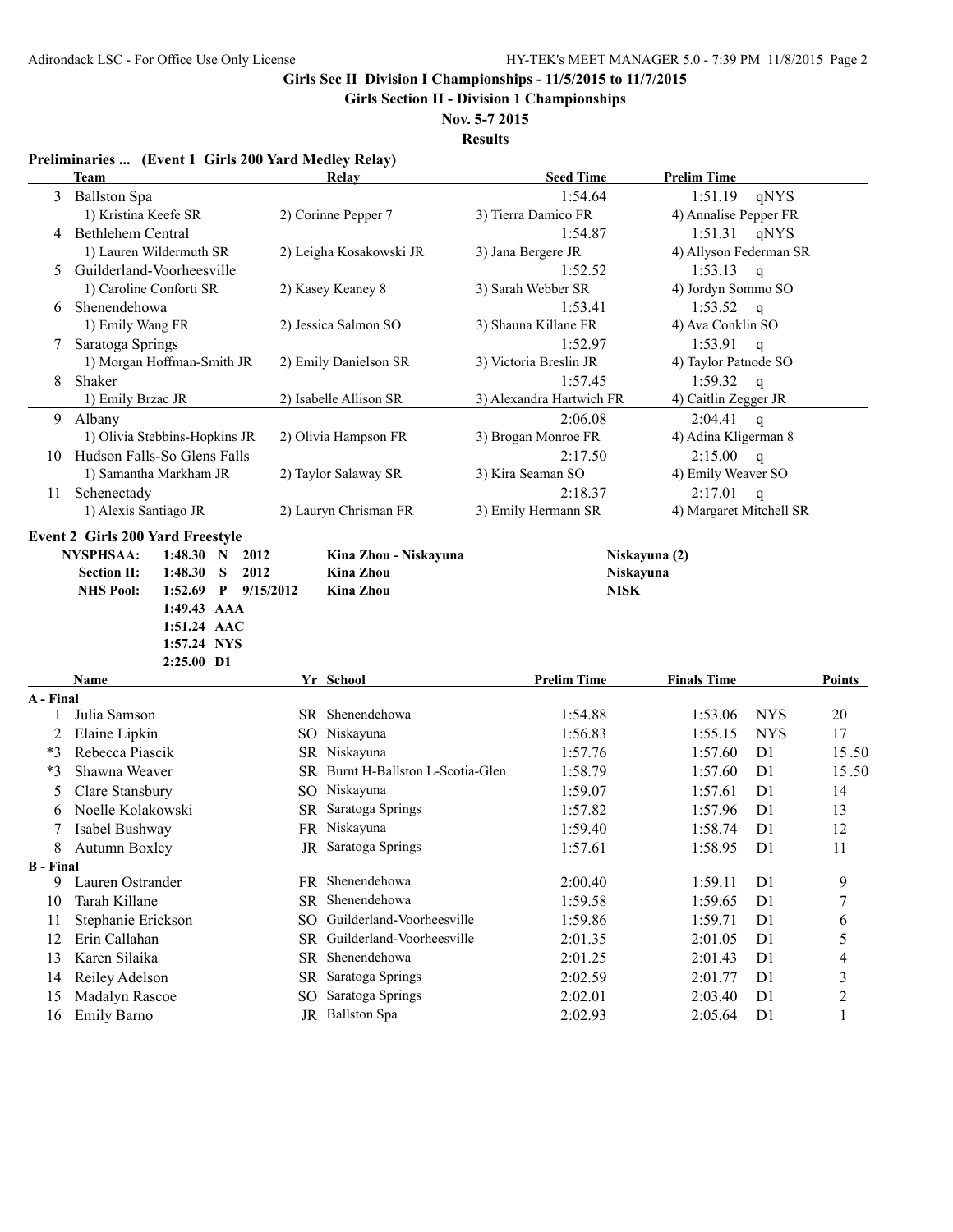## Girls Sec II Division I Championships - 11/5/2015 to 11/7/2015

### Girls Section II - Division 1 Championships

**Nov. 5-7 2015**

**Results**

### Preliminaries ... (Event 1 Girls 200 Yard Medley Relay)

| | Team | Relay | | Seed Time | Prelim Time | |
|---|---|---|---|---|---|---|
| 3 | Ballston Spa | | | 1:54.64 | 1:51.19 | qNYS |
| | 1) Kristina Keefe SR | 2) Corinne Pepper 7 | 3) Tierra Damico FR | 4) Annalise Pepper FR | | |
| 4 | Bethlehem Central | | | 1:54.87 | 1:51.31 | qNYS |
| | 1) Lauren Wildermuth SR | 2) Leigha Kosakowski JR | 3) Jana Bergere JR | 4) Allyson Federman SR | | |
| 5 | Guilderland-Voorheesville | | | 1:52.52 | 1:53.13 | q |
| | 1) Caroline Conforti SR | 2) Kasey Keaney 8 | 3) Sarah Webber SR | 4) Jordyn Sommo SO | | |
| 6 | Shenendehowa | | | 1:53.41 | 1:53.52 | q |
| | 1) Emily Wang FR | 2) Jessica Salmon SO | 3) Shauna Killane FR | 4) Ava Conklin SO | | |
| 7 | Saratoga Springs | | | 1:52.97 | 1:53.91 | q |
| | 1) Morgan Hoffman-Smith JR | 2) Emily Danielson SR | 3) Victoria Breslin JR | 4) Taylor Patnode SO | | |
| 8 | Shaker | | | 1:57.45 | 1:59.32 | q |
| | 1) Emily Brzac JR | 2) Isabelle Allison SR | 3) Alexandra Hartwich FR | 4) Caitlin Zegger JR | | |
| 9 | Albany | | | 2:06.08 | 2:04.41 | q |
| | 1) Olivia Stebbins-Hopkins JR | 2) Olivia Hampson FR | 3) Brogan Monroe FR | 4) Adina Kligerman 8 | | |
| 10 | Hudson Falls-So Glens Falls | | | 2:17.50 | 2:15.00 | q |
| | 1) Samantha Markham JR | 2) Taylor Salaway SR | 3) Kira Seaman SO | 4) Emily Weaver SO | | |
| 11 | Schenectady | | | 2:18.37 | 2:17.01 | q |
| | 1) Alexis Santiago JR | 2) Lauryn Chrisman FR | 3) Emily Hermann SR | 4) Margaret Mitchell SR | | |

### Event 2 Girls 200 Yard Freestyle

| | | | | | |
|---|---|---|---|---|---|
| **NYSPHSAA:** | 1:48.30 | N | 2012 | Kina Zhou - Niskayuna | Niskayuna (2) |
| **Section II:** | 1:48.30 | S | 2012 | Kina Zhou | Niskayuna |
| **NHS Pool:** | 1:52.69 | P | 9/15/2012 | Kina Zhou | NISK |
| | 1:49.43 | AAA | | | |
| | 1:51.24 | AAC | | | |
| | 1:57.24 | NYS | | | |
| | 2:25.00 | D1 | | | |

| | Name | Yr | School | Prelim Time | Finals Time | | Points |
|---|---|---|---|---|---|---|---|
| **A - Final** | | | | | | | |
| 1 | Julia Samson | SR | Shenendehowa | 1:54.88 | 1:53.06 | NYS | 20 |
| 2 | Elaine Lipkin | SO | Niskayuna | 1:56.83 | 1:55.15 | NYS | 17 |
| *3 | Rebecca Piascik | SR | Niskayuna | 1:57.76 | 1:57.60 | D1 | 15.50 |
| *3 | Shawna Weaver | SR | Burnt H-Ballston L-Scotia-Glen | 1:58.79 | 1:57.60 | D1 | 15.50 |
| 5 | Clare Stansbury | SO | Niskayuna | 1:59.07 | 1:57.61 | D1 | 14 |
| 6 | Noelle Kolakowski | SR | Saratoga Springs | 1:57.82 | 1:57.96 | D1 | 13 |
| 7 | Isabel Bushway | FR | Niskayuna | 1:59.40 | 1:58.74 | D1 | 12 |
| 8 | Autumn Boxley | JR | Saratoga Springs | 1:57.61 | 1:58.95 | D1 | 11 |
| **B - Final** | | | | | | | |
| 9 | Lauren Ostrander | FR | Shenendehowa | 2:00.40 | 1:59.11 | D1 | 9 |
| 10 | Tarah Killane | SR | Shenendehowa | 1:59.58 | 1:59.65 | D1 | 7 |
| 11 | Stephanie Erickson | SO | Guilderland-Voorheesville | 1:59.86 | 1:59.71 | D1 | 6 |
| 12 | Erin Callahan | SR | Guilderland-Voorheesville | 2:01.35 | 2:01.05 | D1 | 5 |
| 13 | Karen Silaika | SR | Shenendehowa | 2:01.25 | 2:01.43 | D1 | 4 |
| 14 | Reiley Adelson | SR | Saratoga Springs | 2:02.59 | 2:01.77 | D1 | 3 |
| 15 | Madalyn Rascoe | SO | Saratoga Springs | 2:02.01 | 2:03.40 | D1 | 2 |
| 16 | Emily Barno | JR | Ballston Spa | 2:02.93 | 2:05.64 | D1 | 1 |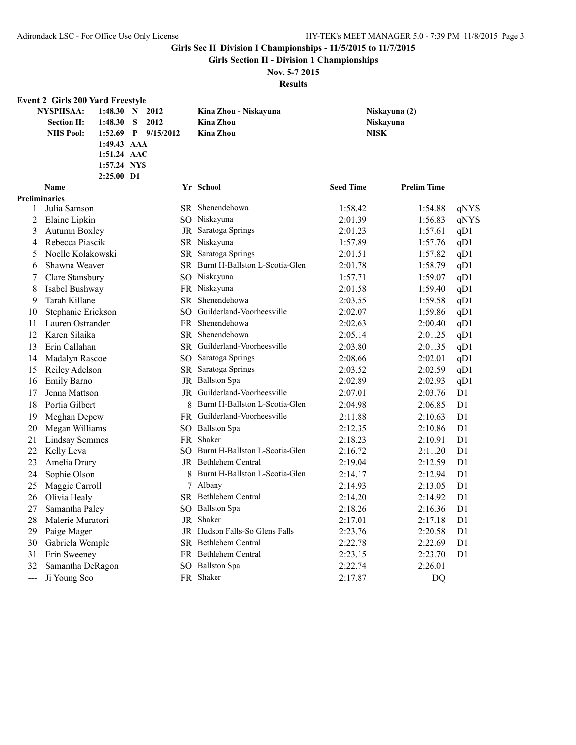# Girls Sec II Division I Championships - 11/5/2015 to 11/7/2015

## Girls Section II - Division 1 Championships

### Nov. 5-7 2015

### Results

**Event 2 Girls 200 Yard Freestyle**

| | | | | | |
|---|---|---|---|---|---|
| **NYSPHSAA:** | **1:48.30** | **N** | **2012** | **Kina Zhou - Niskayuna** | **Niskayuna (2)** |
| **Section II:** | **1:48.30** | **S** | **2012** | **Kina Zhou** | **Niskayuna** |
| **NHS Pool:** | **1:52.69** | **P** | **9/15/2012** | **Kina Zhou** | **NISK** |
| | **1:49.43** | **AAA** | | | |
| | **1:51.24** | **AAC** | | | |
| | **1:57.24** | **NYS** | | | |
| | **2:25.00** | **D1** | | | |

| | Name | Yr | School | Seed Time | Prelim Time | |
|---|---|---|---|---|---|---|
| **Preliminaries** | | | | | | |
| 1 | Julia Samson | SR | Shenendehowa | 1:58.42 | 1:54.88 | qNYS |
| 2 | Elaine Lipkin | SO | Niskayuna | 2:01.39 | 1:56.83 | qNYS |
| 3 | Autumn Boxley | JR | Saratoga Springs | 2:01.23 | 1:57.61 | qD1 |
| 4 | Rebecca Piascik | SR | Niskayuna | 1:57.89 | 1:57.76 | qD1 |
| 5 | Noelle Kolakowski | SR | Saratoga Springs | 2:01.51 | 1:57.82 | qD1 |
| 6 | Shawna Weaver | SR | Burnt H-Ballston L-Scotia-Glen | 2:01.78 | 1:58.79 | qD1 |
| 7 | Clare Stansbury | SO | Niskayuna | 1:57.71 | 1:59.07 | qD1 |
| 8 | Isabel Bushway | FR | Niskayuna | 2:01.58 | 1:59.40 | qD1 |
| 9 | Tarah Killane | SR | Shenendehowa | 2:03.55 | 1:59.58 | qD1 |
| 10 | Stephanie Erickson | SO | Guilderland-Voorheesville | 2:02.07 | 1:59.86 | qD1 |
| 11 | Lauren Ostrander | FR | Shenendehowa | 2:02.63 | 2:00.40 | qD1 |
| 12 | Karen Silaika | SR | Shenendehowa | 2:05.14 | 2:01.25 | qD1 |
| 13 | Erin Callahan | SR | Guilderland-Voorheesville | 2:03.80 | 2:01.35 | qD1 |
| 14 | Madalyn Rascoe | SO | Saratoga Springs | 2:08.66 | 2:02.01 | qD1 |
| 15 | Reiley Adelson | SR | Saratoga Springs | 2:03.52 | 2:02.59 | qD1 |
| 16 | Emily Barno | JR | Ballston Spa | 2:02.89 | 2:02.93 | qD1 |
| 17 | Jenna Mattson | JR | Guilderland-Voorheesville | 2:07.01 | 2:03.76 | D1 |
| 18 | Portia Gilbert | 8 | Burnt H-Ballston L-Scotia-Glen | 2:04.98 | 2:06.85 | D1 |
| 19 | Meghan Depew | FR | Guilderland-Voorheesville | 2:11.88 | 2:10.63 | D1 |
| 20 | Megan Williams | SO | Ballston Spa | 2:12.35 | 2:10.86 | D1 |
| 21 | Lindsay Semmes | FR | Shaker | 2:18.23 | 2:10.91 | D1 |
| 22 | Kelly Leva | SO | Burnt H-Ballston L-Scotia-Glen | 2:16.72 | 2:11.20 | D1 |
| 23 | Amelia Drury | JR | Bethlehem Central | 2:19.04 | 2:12.59 | D1 |
| 24 | Sophie Olson | 8 | Burnt H-Ballston L-Scotia-Glen | 2:14.17 | 2:12.94 | D1 |
| 25 | Maggie Carroll | 7 | Albany | 2:14.93 | 2:13.05 | D1 |
| 26 | Olivia Healy | SR | Bethlehem Central | 2:14.20 | 2:14.92 | D1 |
| 27 | Samantha Paley | SO | Ballston Spa | 2:18.26 | 2:16.36 | D1 |
| 28 | Malerie Muratori | JR | Shaker | 2:17.01 | 2:17.18 | D1 |
| 29 | Paige Mager | JR | Hudson Falls-So Glens Falls | 2:23.76 | 2:20.58 | D1 |
| 30 | Gabriela Wemple | SR | Bethlehem Central | 2:22.78 | 2:22.69 | D1 |
| 31 | Erin Sweeney | FR | Bethlehem Central | 2:23.15 | 2:23.70 | D1 |
| 32 | Samantha DeRagon | SO | Ballston Spa | 2:22.74 | 2:26.01 | |
| --- | Ji Young Seo | FR | Shaker | 2:17.87 | DQ | |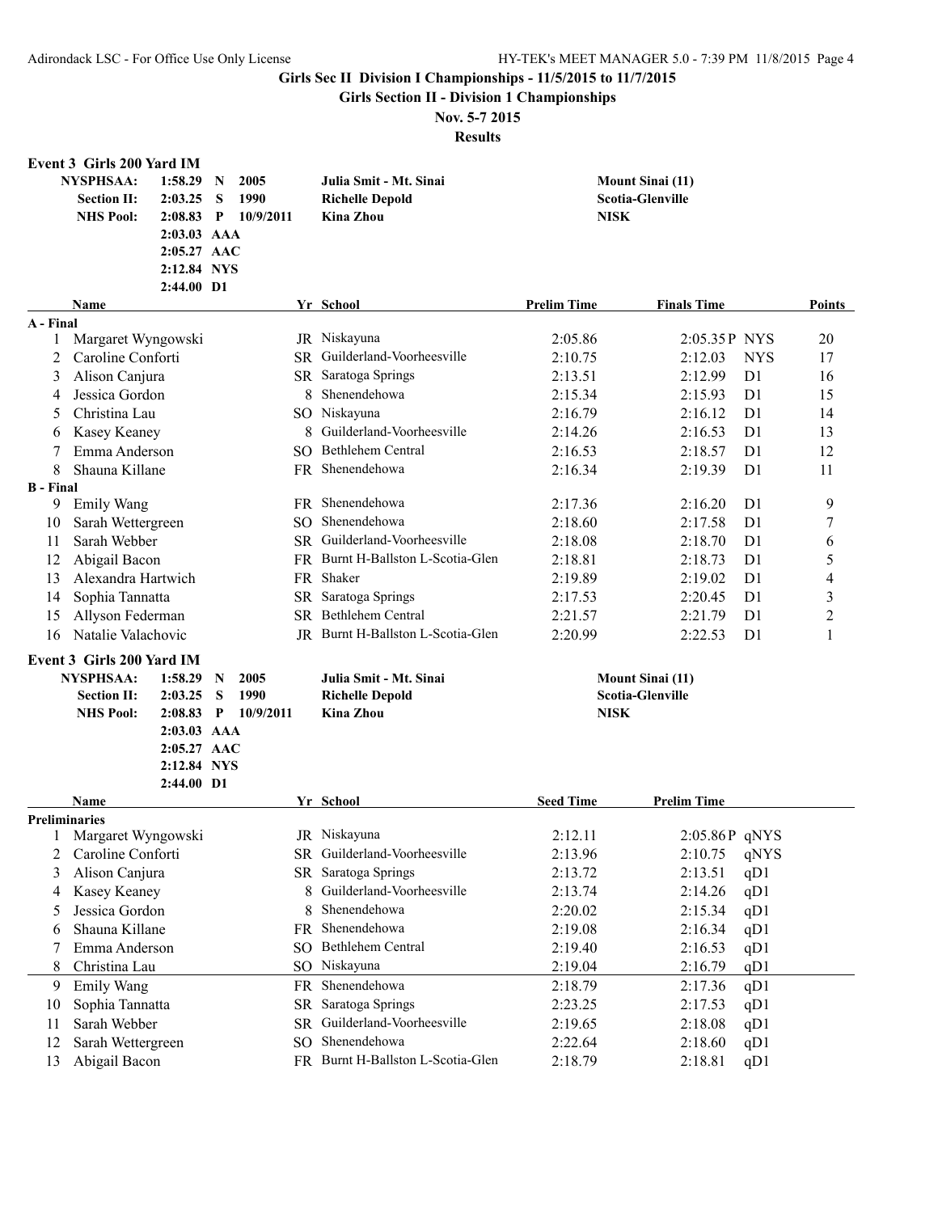Girls Sec II Division I Championships - 11/5/2015 to 11/7/2015

**Girls Section II - Division 1 Championships**

**Nov. 5-7 2015**

**Results**

### Event 3 Girls 200 Yard IM

| | | | | | |
|---|---|---|---|---|---|
| **NYSPHSAA:** | 1:58.29 | N | 2005 | Julia Smit - Mt. Sinai | Mount Sinai (11) |
| **Section II:** | 2:03.25 | S | 1990 | Richelle Depold | Scotia-Glenville |
| **NHS Pool:** | 2:08.83 | P | 10/9/2011 | Kina Zhou | NISK |
| | 2:03.03 | AAA | | | |
| | 2:05.27 | AAC | | | |
| | 2:12.84 | NYS | | | |
| | 2:44.00 | D1 | | | |

| | Name | Yr | School | Prelim Time | Finals Time | | Points |
|---|---|---|---|---|---|---|---|
| **A - Final** | | | | | | | |
| 1 | Margaret Wyngowski | JR | Niskayuna | 2:05.86 | 2:05.35P | NYS | 20 |
| 2 | Caroline Conforti | SR | Guilderland-Voorheesville | 2:10.75 | 2:12.03 | NYS | 17 |
| 3 | Alison Canjura | SR | Saratoga Springs | 2:13.51 | 2:12.99 | D1 | 16 |
| 4 | Jessica Gordon | 8 | Shenendehowa | 2:15.34 | 2:15.93 | D1 | 15 |
| 5 | Christina Lau | SO | Niskayuna | 2:16.79 | 2:16.12 | D1 | 14 |
| 6 | Kasey Keaney | 8 | Guilderland-Voorheesville | 2:14.26 | 2:16.53 | D1 | 13 |
| 7 | Emma Anderson | SO | Bethlehem Central | 2:16.53 | 2:18.57 | D1 | 12 |
| 8 | Shauna Killane | FR | Shenendehowa | 2:16.34 | 2:19.39 | D1 | 11 |
| **B - Final** | | | | | | | |
| 9 | Emily Wang | FR | Shenendehowa | 2:17.36 | 2:16.20 | D1 | 9 |
| 10 | Sarah Wettergreen | SO | Shenendehowa | 2:18.60 | 2:17.58 | D1 | 7 |
| 11 | Sarah Webber | SR | Guilderland-Voorheesville | 2:18.08 | 2:18.70 | D1 | 6 |
| 12 | Abigail Bacon | FR | Burnt H-Ballston L-Scotia-Glen | 2:18.81 | 2:18.73 | D1 | 5 |
| 13 | Alexandra Hartwich | FR | Shaker | 2:19.89 | 2:19.02 | D1 | 4 |
| 14 | Sophia Tannatta | SR | Saratoga Springs | 2:17.53 | 2:20.45 | D1 | 3 |
| 15 | Allyson Federman | SR | Bethlehem Central | 2:21.57 | 2:21.79 | D1 | 2 |
| 16 | Natalie Valachovic | JR | Burnt H-Ballston L-Scotia-Glen | 2:20.99 | 2:22.53 | D1 | 1 |

### Event 3 Girls 200 Yard IM

| | | | | | |
|---|---|---|---|---|---|
| **NYSPHSAA:** | 1:58.29 | N | 2005 | Julia Smit - Mt. Sinai | Mount Sinai (11) |
| **Section II:** | 2:03.25 | S | 1990 | Richelle Depold | Scotia-Glenville |
| **NHS Pool:** | 2:08.83 | P | 10/9/2011 | Kina Zhou | NISK |
| | 2:03.03 | AAA | | | |
| | 2:05.27 | AAC | | | |
| | 2:12.84 | NYS | | | |
| | 2:44.00 | D1 | | | |

| | Name | Yr | School | Seed Time | Prelim Time | |
|---|---|---|---|---|---|---|
| **Preliminaries** | | | | | | |
| 1 | Margaret Wyngowski | JR | Niskayuna | 2:12.11 | 2:05.86P | qNYS |
| 2 | Caroline Conforti | SR | Guilderland-Voorheesville | 2:13.96 | 2:10.75 | qNYS |
| 3 | Alison Canjura | SR | Saratoga Springs | 2:13.72 | 2:13.51 | qD1 |
| 4 | Kasey Keaney | 8 | Guilderland-Voorheesville | 2:13.74 | 2:14.26 | qD1 |
| 5 | Jessica Gordon | 8 | Shenendehowa | 2:20.02 | 2:15.34 | qD1 |
| 6 | Shauna Killane | FR | Shenendehowa | 2:19.08 | 2:16.34 | qD1 |
| 7 | Emma Anderson | SO | Bethlehem Central | 2:19.40 | 2:16.53 | qD1 |
| 8 | Christina Lau | SO | Niskayuna | 2:19.04 | 2:16.79 | qD1 |
| 9 | Emily Wang | FR | Shenendehowa | 2:18.79 | 2:17.36 | qD1 |
| 10 | Sophia Tannatta | SR | Saratoga Springs | 2:23.25 | 2:17.53 | qD1 |
| 11 | Sarah Webber | SR | Guilderland-Voorheesville | 2:19.65 | 2:18.08 | qD1 |
| 12 | Sarah Wettergreen | SO | Shenendehowa | 2:22.64 | 2:18.60 | qD1 |
| 13 | Abigail Bacon | FR | Burnt H-Ballston L-Scotia-Glen | 2:18.79 | 2:18.81 | qD1 |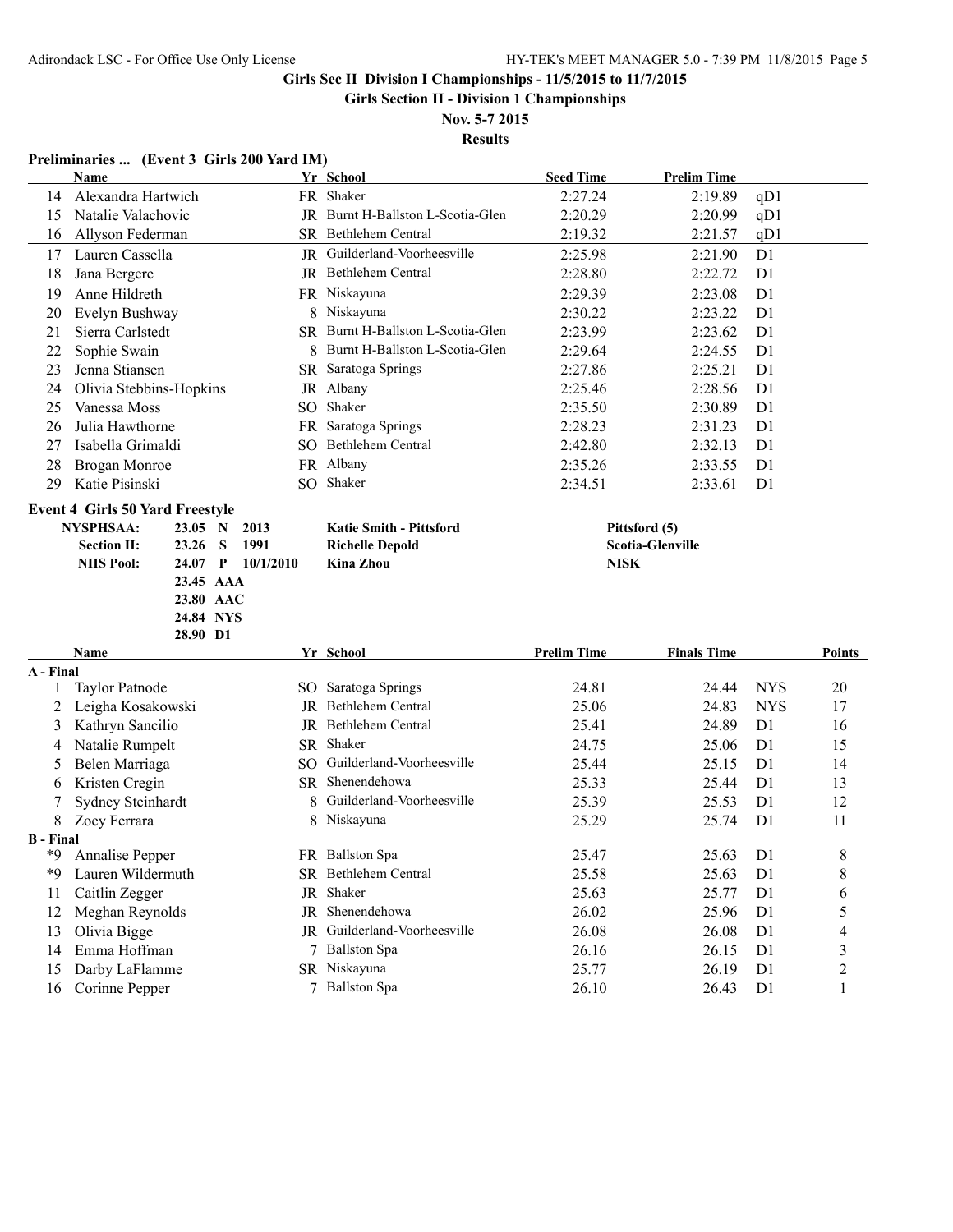## Girls Sec II Division I Championships - 11/5/2015 to 11/7/2015

### Girls Section II - Division 1 Championships

**Nov. 5-7 2015**

**Results**

### Preliminaries ... (Event 3 Girls 200 Yard IM)

| | Name | Yr | School | Seed Time | Prelim Time | |
|---|---|---|---|---|---|---|
| 14 | Alexandra Hartwich | FR | Shaker | 2:27.24 | 2:19.89 | qD1 |
| 15 | Natalie Valachovic | JR | Burnt H-Ballston L-Scotia-Glen | 2:20.29 | 2:20.99 | qD1 |
| 16 | Allyson Federman | SR | Bethlehem Central | 2:19.32 | 2:21.57 | qD1 |
| 17 | Lauren Cassella | JR | Guilderland-Voorheesville | 2:25.98 | 2:21.90 | D1 |
| 18 | Jana Bergere | JR | Bethlehem Central | 2:28.80 | 2:22.72 | D1 |
| 19 | Anne Hildreth | FR | Niskayuna | 2:29.39 | 2:23.08 | D1 |
| 20 | Evelyn Bushway | 8 | Niskayuna | 2:30.22 | 2:23.22 | D1 |
| 21 | Sierra Carlstedt | SR | Burnt H-Ballston L-Scotia-Glen | 2:23.99 | 2:23.62 | D1 |
| 22 | Sophie Swain | 8 | Burnt H-Ballston L-Scotia-Glen | 2:29.64 | 2:24.55 | D1 |
| 23 | Jenna Stiansen | SR | Saratoga Springs | 2:27.86 | 2:25.21 | D1 |
| 24 | Olivia Stebbins-Hopkins | JR | Albany | 2:25.46 | 2:28.56 | D1 |
| 25 | Vanessa Moss | SO | Shaker | 2:35.50 | 2:30.89 | D1 |
| 26 | Julia Hawthorne | FR | Saratoga Springs | 2:28.23 | 2:31.23 | D1 |
| 27 | Isabella Grimaldi | SO | Bethlehem Central | 2:42.80 | 2:32.13 | D1 |
| 28 | Brogan Monroe | FR | Albany | 2:35.26 | 2:33.55 | D1 |
| 29 | Katie Pisinski | SO | Shaker | 2:34.51 | 2:33.61 | D1 |

### Event 4 Girls 50 Yard Freestyle

| | | | | | |
|---|---|---|---|---|---|
| **NYSPHSAA:** | 23.05 | N | 2013 | Katie Smith - Pittsford | Pittsford (5) |
| **Section II:** | 23.26 | S | 1991 | Richelle Depold | Scotia-Glenville |
| **NHS Pool:** | 24.07 | P | 10/1/2010 | Kina Zhou | NISK |
| | 23.45 | AAA | | | |
| | 23.80 | AAC | | | |
| | 24.84 | NYS | | | |
| | 28.90 | D1 | | | |

| | Name | Yr | School | Prelim Time | Finals Time | | Points |
|---|---|---|---|---|---|---|---|
| **A - Final** | | | | | | | |
| 1 | Taylor Patnode | SO | Saratoga Springs | 24.81 | 24.44 | NYS | 20 |
| 2 | Leigha Kosakowski | JR | Bethlehem Central | 25.06 | 24.83 | NYS | 17 |
| 3 | Kathryn Sancilio | JR | Bethlehem Central | 25.41 | 24.89 | D1 | 16 |
| 4 | Natalie Rumpelt | SR | Shaker | 24.75 | 25.06 | D1 | 15 |
| 5 | Belen Marriaga | SO | Guilderland-Voorheesville | 25.44 | 25.15 | D1 | 14 |
| 6 | Kristen Cregin | SR | Shenendehowa | 25.33 | 25.44 | D1 | 13 |
| 7 | Sydney Steinhardt | 8 | Guilderland-Voorheesville | 25.39 | 25.53 | D1 | 12 |
| 8 | Zoey Ferrara | 8 | Niskayuna | 25.29 | 25.74 | D1 | 11 |
| **B - Final** | | | | | | | |
| *9 | Annalise Pepper | FR | Ballston Spa | 25.47 | 25.63 | D1 | 8 |
| *9 | Lauren Wildermuth | SR | Bethlehem Central | 25.58 | 25.63 | D1 | 8 |
| 11 | Caitlin Zegger | JR | Shaker | 25.63 | 25.77 | D1 | 6 |
| 12 | Meghan Reynolds | JR | Shenendehowa | 26.02 | 25.96 | D1 | 5 |
| 13 | Olivia Bigge | JR | Guilderland-Voorheesville | 26.08 | 26.08 | D1 | 4 |
| 14 | Emma Hoffman | 7 | Ballston Spa | 26.16 | 26.15 | D1 | 3 |
| 15 | Darby LaFlamme | SR | Niskayuna | 25.77 | 26.19 | D1 | 2 |
| 16 | Corinne Pepper | 7 | Ballston Spa | 26.10 | 26.43 | D1 | 1 |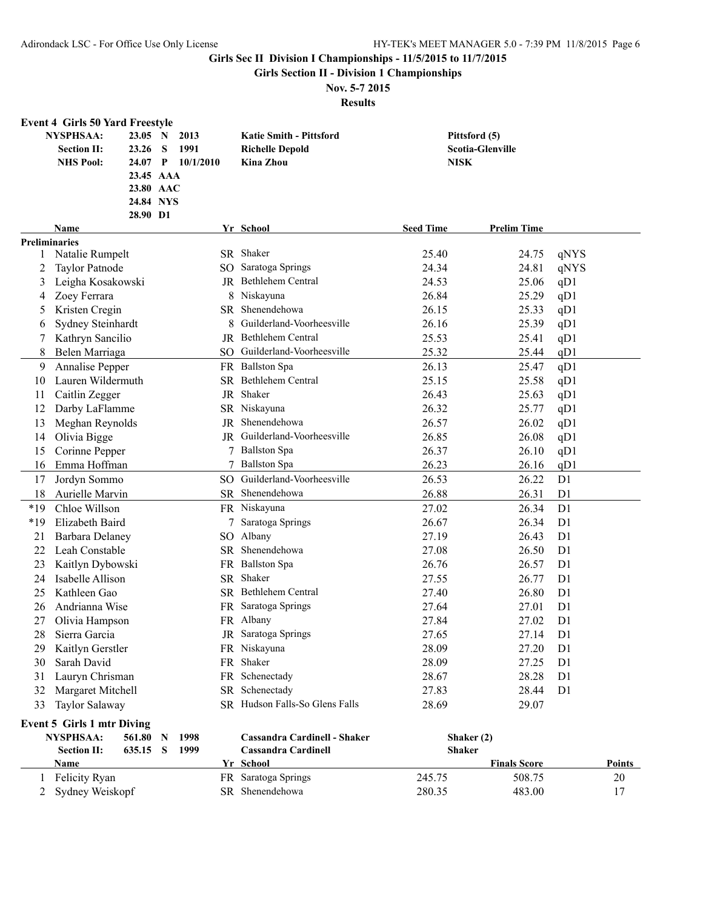Girls Sec II Division I Championships - 11/5/2015 to 11/7/2015

**Girls Section II - Division 1 Championships**

**Nov. 5-7 2015**

**Results**

## Event 4 Girls 50 Yard Freestyle

| | | | | | |
|---|---|---|---|---|---|
| **NYSPHSAA:** | 23.05 | N | 2013 | **Katie Smith - Pittsford** | **Pittsford (5)** |
| **Section II:** | 23.26 | S | 1991 | **Richelle Depold** | **Scotia-Glenville** |
| **NHS Pool:** | 24.07 | P | 10/1/2010 | **Kina Zhou** | **NISK** |
| | 23.45 | AAA | | | |
| | 23.80 | AAC | | | |
| | 24.84 | NYS | | | |
| | 28.90 | D1 | | | |

| | Name | Yr | School | Seed Time | Prelim Time | |
|---|---|---|---|---|---|---|
| **Preliminaries** | | | | | | |
| 1 | Natalie Rumpelt | SR | Shaker | 25.40 | 24.75 | qNYS |
| 2 | Taylor Patnode | SO | Saratoga Springs | 24.34 | 24.81 | qNYS |
| 3 | Leigha Kosakowski | JR | Bethlehem Central | 24.53 | 25.06 | qD1 |
| 4 | Zoey Ferrara | 8 | Niskayuna | 26.84 | 25.29 | qD1 |
| 5 | Kristen Cregin | SR | Shenendehowa | 26.15 | 25.33 | qD1 |
| 6 | Sydney Steinhardt | 8 | Guilderland-Voorheesville | 26.16 | 25.39 | qD1 |
| 7 | Kathryn Sancilio | JR | Bethlehem Central | 25.53 | 25.41 | qD1 |
| 8 | Belen Marriaga | SO | Guilderland-Voorheesville | 25.32 | 25.44 | qD1 |
| 9 | Annalise Pepper | FR | Ballston Spa | 26.13 | 25.47 | qD1 |
| 10 | Lauren Wildermuth | SR | Bethlehem Central | 25.15 | 25.58 | qD1 |
| 11 | Caitlin Zegger | JR | Shaker | 26.43 | 25.63 | qD1 |
| 12 | Darby LaFlamme | SR | Niskayuna | 26.32 | 25.77 | qD1 |
| 13 | Meghan Reynolds | JR | Shenendehowa | 26.57 | 26.02 | qD1 |
| 14 | Olivia Bigge | JR | Guilderland-Voorheesville | 26.85 | 26.08 | qD1 |
| 15 | Corinne Pepper | 7 | Ballston Spa | 26.37 | 26.10 | qD1 |
| 16 | Emma Hoffman | 7 | Ballston Spa | 26.23 | 26.16 | qD1 |
| 17 | Jordyn Sommo | SO | Guilderland-Voorheesville | 26.53 | 26.22 | D1 |
| 18 | Aurielle Marvin | SR | Shenendehowa | 26.88 | 26.31 | D1 |
| *19 | Chloe Willson | FR | Niskayuna | 27.02 | 26.34 | D1 |
| *19 | Elizabeth Baird | 7 | Saratoga Springs | 26.67 | 26.34 | D1 |
| 21 | Barbara Delaney | SO | Albany | 27.19 | 26.43 | D1 |
| 22 | Leah Constable | SR | Shenendehowa | 27.08 | 26.50 | D1 |
| 23 | Kaitlyn Dybowski | FR | Ballston Spa | 26.76 | 26.57 | D1 |
| 24 | Isabelle Allison | SR | Shaker | 27.55 | 26.77 | D1 |
| 25 | Kathleen Gao | SR | Bethlehem Central | 27.40 | 26.80 | D1 |
| 26 | Andrianna Wise | FR | Saratoga Springs | 27.64 | 27.01 | D1 |
| 27 | Olivia Hampson | FR | Albany | 27.84 | 27.02 | D1 |
| 28 | Sierra Garcia | JR | Saratoga Springs | 27.65 | 27.14 | D1 |
| 29 | Kaitlyn Gerstler | FR | Niskayuna | 28.09 | 27.20 | D1 |
| 30 | Sarah David | FR | Shaker | 28.09 | 27.25 | D1 |
| 31 | Lauryn Chrisman | FR | Schenectady | 28.67 | 28.28 | D1 |
| 32 | Margaret Mitchell | SR | Schenectady | 27.83 | 28.44 | D1 |
| 33 | Taylor Salaway | SR | Hudson Falls-So Glens Falls | 28.69 | 29.07 | |

## Event 5 Girls 1 mtr Diving

| | | | | | |
|---|---|---|---|---|---|
| **NYSPHSAA:** | 561.80 | N | 1998 | **Cassandra Cardinell - Shaker** | **Shaker (2)** |
| **Section II:** | 635.15 | S | 1999 | **Cassandra Cardinell** | **Shaker** |

| | Name | Yr | School | | Finals Score | Points |
|---|---|---|---|---|---|---|
| 1 | Felicity Ryan | FR | Saratoga Springs | 245.75 | 508.75 | 20 |
| 2 | Sydney Weiskopf | SR | Shenendehowa | 280.35 | 483.00 | 17 |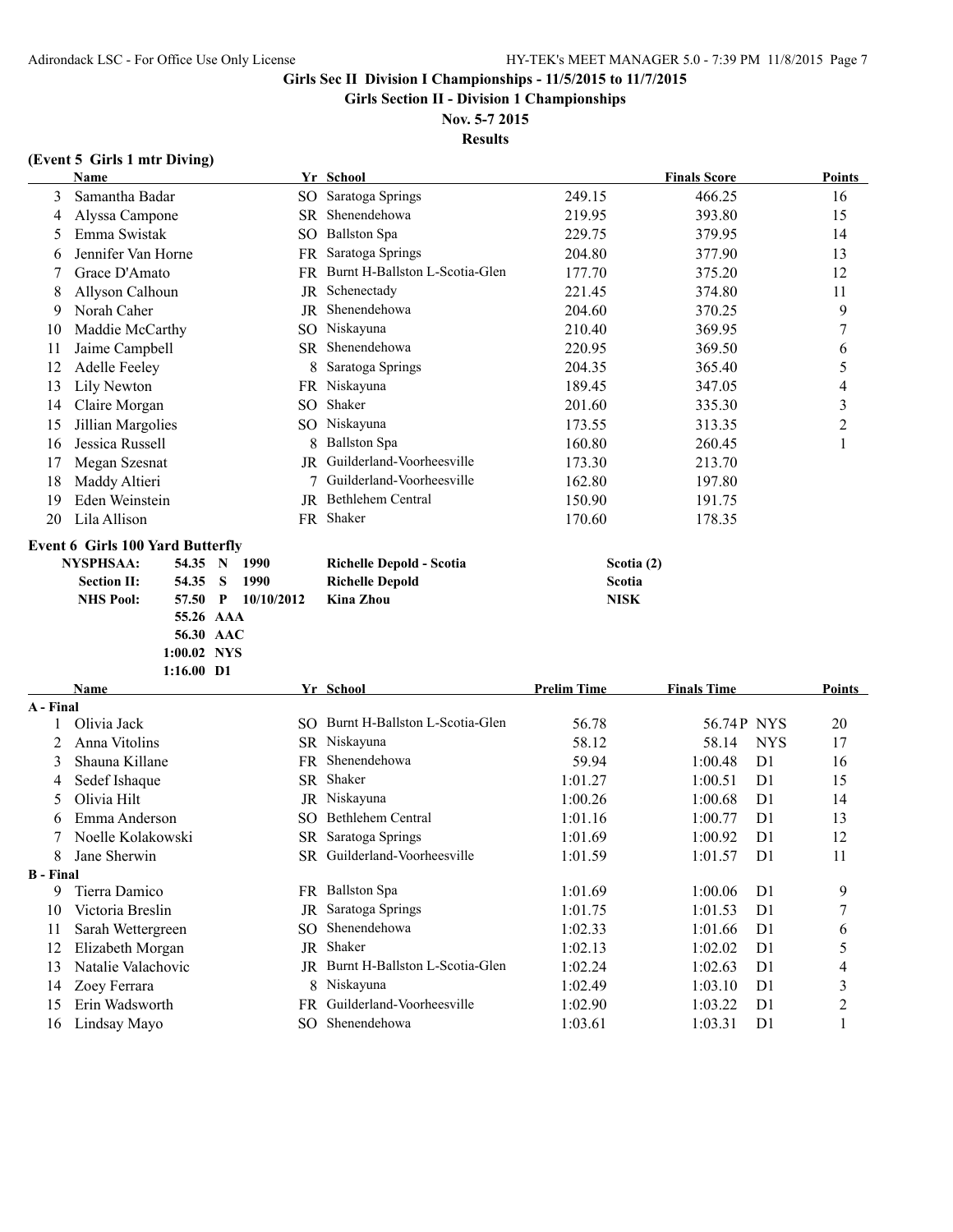# Girls Sec II Division I Championships - 11/5/2015 to 11/7/2015

## Girls Section II - Division 1 Championships

**Nov. 5-7 2015**

**Results**

### (Event 5 Girls 1 mtr Diving)

| | Name | Yr | School | | Finals Score | Points |
|---|---|---|---|---|---|---|
| 3 | Samantha Badar | SO | Saratoga Springs | 249.15 | 466.25 | 16 |
| 4 | Alyssa Campone | SR | Shenendehowa | 219.95 | 393.80 | 15 |
| 5 | Emma Swistak | SO | Ballston Spa | 229.75 | 379.95 | 14 |
| 6 | Jennifer Van Horne | FR | Saratoga Springs | 204.80 | 377.90 | 13 |
| 7 | Grace D'Amato | FR | Burnt H-Ballston L-Scotia-Glen | 177.70 | 375.20 | 12 |
| 8 | Allyson Calhoun | JR | Schenectady | 221.45 | 374.80 | 11 |
| 9 | Norah Caher | JR | Shenendehowa | 204.60 | 370.25 | 9 |
| 10 | Maddie McCarthy | SO | Niskayuna | 210.40 | 369.95 | 7 |
| 11 | Jaime Campbell | SR | Shenendehowa | 220.95 | 369.50 | 6 |
| 12 | Adelle Feeley | 8 | Saratoga Springs | 204.35 | 365.40 | 5 |
| 13 | Lily Newton | FR | Niskayuna | 189.45 | 347.05 | 4 |
| 14 | Claire Morgan | SO | Shaker | 201.60 | 335.30 | 3 |
| 15 | Jillian Margolies | SO | Niskayuna | 173.55 | 313.35 | 2 |
| 16 | Jessica Russell | 8 | Ballston Spa | 160.80 | 260.45 | 1 |
| 17 | Megan Szesnat | JR | Guilderland-Voorheesville | 173.30 | 213.70 | |
| 18 | Maddy Altieri | 7 | Guilderland-Voorheesville | 162.80 | 197.80 | |
| 19 | Eden Weinstein | JR | Bethlehem Central | 150.90 | 191.75 | |
| 20 | Lila Allison | FR | Shaker | 170.60 | 178.35 | |

### Event 6 Girls 100 Yard Butterfly

| | | | | | |
|---|---|---|---|---|---|
| **NYSPHSAA:** | **54.35** | **N** | **1990** | **Richelle Depold - Scotia** | **Scotia (2)** |
| **Section II:** | **54.35** | **S** | **1990** | **Richelle Depold** | **Scotia** |
| **NHS Pool:** | **57.50** | **P** | **10/10/2012** | **Kina Zhou** | **NISK** |
| | **55.26** | **AAA** | | | |
| | **56.30** | **AAC** | | | |
| | **1:00.02** | **NYS** | | | |
| | **1:16.00** | **D1** | | | |

| | Name | Yr | School | Prelim Time | Finals Time | | Points |
|---|---|---|---|---|---|---|---|
| **A - Final** | | | | | | | |
| 1 | Olivia Jack | SO | Burnt H-Ballston L-Scotia-Glen | 56.78 | 56.74P | NYS | 20 |
| 2 | Anna Vitolins | SR | Niskayuna | 58.12 | 58.14 | NYS | 17 |
| 3 | Shauna Killane | FR | Shenendehowa | 59.94 | 1:00.48 | D1 | 16 |
| 4 | Sedef Ishaque | SR | Shaker | 1:01.27 | 1:00.51 | D1 | 15 |
| 5 | Olivia Hilt | JR | Niskayuna | 1:00.26 | 1:00.68 | D1 | 14 |
| 6 | Emma Anderson | SO | Bethlehem Central | 1:01.16 | 1:00.77 | D1 | 13 |
| 7 | Noelle Kolakowski | SR | Saratoga Springs | 1:01.69 | 1:00.92 | D1 | 12 |
| 8 | Jane Sherwin | SR | Guilderland-Voorheesville | 1:01.59 | 1:01.57 | D1 | 11 |
| **B - Final** | | | | | | | |
| 9 | Tierra Damico | FR | Ballston Spa | 1:01.69 | 1:00.06 | D1 | 9 |
| 10 | Victoria Breslin | JR | Saratoga Springs | 1:01.75 | 1:01.53 | D1 | 7 |
| 11 | Sarah Wettergreen | SO | Shenendehowa | 1:02.33 | 1:01.66 | D1 | 6 |
| 12 | Elizabeth Morgan | JR | Shaker | 1:02.13 | 1:02.02 | D1 | 5 |
| 13 | Natalie Valachovic | JR | Burnt H-Ballston L-Scotia-Glen | 1:02.24 | 1:02.63 | D1 | 4 |
| 14 | Zoey Ferrara | 8 | Niskayuna | 1:02.49 | 1:03.10 | D1 | 3 |
| 15 | Erin Wadsworth | FR | Guilderland-Voorheesville | 1:02.90 | 1:03.22 | D1 | 2 |
| 16 | Lindsay Mayo | SO | Shenendehowa | 1:03.61 | 1:03.31 | D1 | 1 |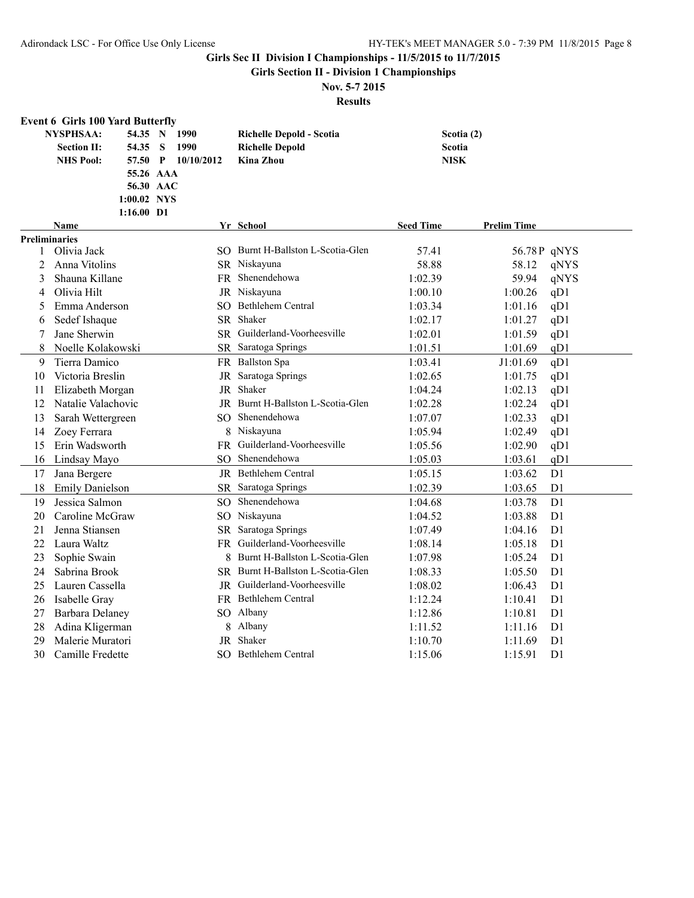# Girls Sec II Division I Championships - 11/5/2015 to 11/7/2015

## Girls Section II - Division 1 Championships

**Nov. 5-7 2015**

**Results**

### Event 6 Girls 100 Yard Butterfly

| | | | | | |
|---|---|---|---|---|---|
| **NYSPHSAA:** | 54.35 | N | 1990 | Richelle Depold - Scotia | Scotia (2) |
| **Section II:** | 54.35 | S | 1990 | Richelle Depold | Scotia |
| **NHS Pool:** | 57.50 | P | 10/10/2012 | Kina Zhou | NISK |
| | 55.26 | AAA | | | |
| | 56.30 | AAC | | | |
| | 1:00.02 | NYS | | | |
| | 1:16.00 | D1 | | | |

**Preliminaries**

| | Name | Yr | School | Seed Time | Prelim Time | |
|---|---|---|---|---|---|---|
| 1 | Olivia Jack | SO | Burnt H-Ballston L-Scotia-Glen | 57.41 | 56.78P | qNYS |
| 2 | Anna Vitolins | SR | Niskayuna | 58.88 | 58.12 | qNYS |
| 3 | Shauna Killane | FR | Shenendehowa | 1:02.39 | 59.94 | qNYS |
| 4 | Olivia Hilt | JR | Niskayuna | 1:00.10 | 1:00.26 | qD1 |
| 5 | Emma Anderson | SO | Bethlehem Central | 1:03.34 | 1:01.16 | qD1 |
| 6 | Sedef Ishaque | SR | Shaker | 1:02.17 | 1:01.27 | qD1 |
| 7 | Jane Sherwin | SR | Guilderland-Voorheesville | 1:02.01 | 1:01.59 | qD1 |
| 8 | Noelle Kolakowski | SR | Saratoga Springs | 1:01.51 | 1:01.69 | qD1 |
| 9 | Tierra Damico | FR | Ballston Spa | 1:03.41 | J1:01.69 | qD1 |
| 10 | Victoria Breslin | JR | Saratoga Springs | 1:02.65 | 1:01.75 | qD1 |
| 11 | Elizabeth Morgan | JR | Shaker | 1:04.24 | 1:02.13 | qD1 |
| 12 | Natalie Valachovic | JR | Burnt H-Ballston L-Scotia-Glen | 1:02.28 | 1:02.24 | qD1 |
| 13 | Sarah Wettergreen | SO | Shenendehowa | 1:07.07 | 1:02.33 | qD1 |
| 14 | Zoey Ferrara | 8 | Niskayuna | 1:05.94 | 1:02.49 | qD1 |
| 15 | Erin Wadsworth | FR | Guilderland-Voorheesville | 1:05.56 | 1:02.90 | qD1 |
| 16 | Lindsay Mayo | SO | Shenendehowa | 1:05.03 | 1:03.61 | qD1 |
| 17 | Jana Bergere | JR | Bethlehem Central | 1:05.15 | 1:03.62 | D1 |
| 18 | Emily Danielson | SR | Saratoga Springs | 1:02.39 | 1:03.65 | D1 |
| 19 | Jessica Salmon | SO | Shenendehowa | 1:04.68 | 1:03.78 | D1 |
| 20 | Caroline McGraw | SO | Niskayuna | 1:04.52 | 1:03.88 | D1 |
| 21 | Jenna Stiansen | SR | Saratoga Springs | 1:07.49 | 1:04.16 | D1 |
| 22 | Laura Waltz | FR | Guilderland-Voorheesville | 1:08.14 | 1:05.18 | D1 |
| 23 | Sophie Swain | 8 | Burnt H-Ballston L-Scotia-Glen | 1:07.98 | 1:05.24 | D1 |
| 24 | Sabrina Brook | SR | Burnt H-Ballston L-Scotia-Glen | 1:08.33 | 1:05.50 | D1 |
| 25 | Lauren Cassella | JR | Guilderland-Voorheesville | 1:08.02 | 1:06.43 | D1 |
| 26 | Isabelle Gray | FR | Bethlehem Central | 1:12.24 | 1:10.41 | D1 |
| 27 | Barbara Delaney | SO | Albany | 1:12.86 | 1:10.81 | D1 |
| 28 | Adina Kligerman | 8 | Albany | 1:11.52 | 1:11.16 | D1 |
| 29 | Malerie Muratori | JR | Shaker | 1:10.70 | 1:11.69 | D1 |
| 30 | Camille Fredette | SO | Bethlehem Central | 1:15.06 | 1:15.91 | D1 |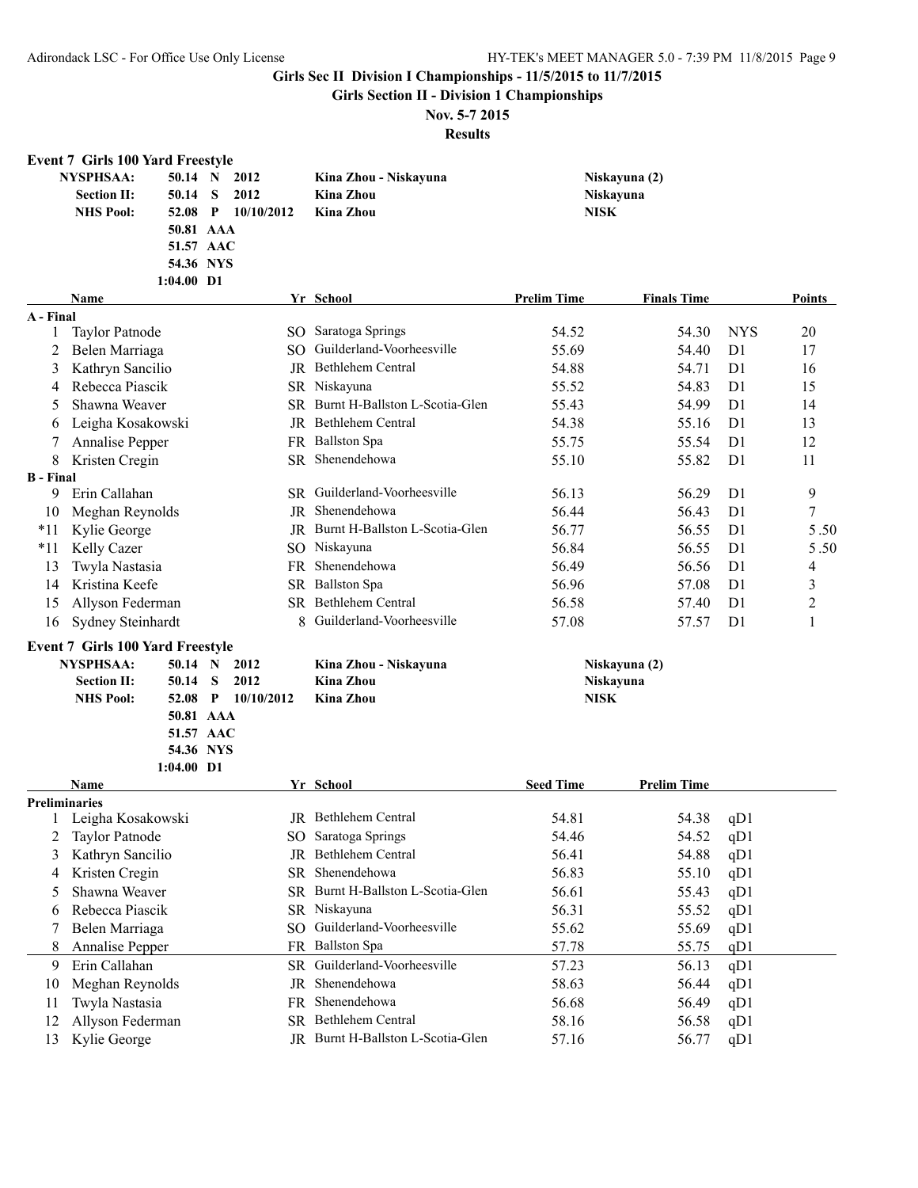## Girls Sec II Division I Championships - 11/5/2015 to 11/7/2015

### Girls Section II - Division 1 Championships

### Nov. 5-7 2015

### Results

**Event 7 Girls 100 Yard Freestyle**

| | | | | | |
|---|---|---|---|---|---|
| **NYSPHSAA:** | 50.14 | N | 2012 | Kina Zhou - Niskayuna | Niskayuna (2) |
| **Section II:** | 50.14 | S | 2012 | Kina Zhou | Niskayuna |
| **NHS Pool:** | 52.08 | P | 10/10/2012 | Kina Zhou | NISK |
| | 50.81 | AAA | | | |
| | 51.57 | AAC | | | |
| | 54.36 | NYS | | | |
| | 1:04.00 | D1 | | | |

| | Name | Yr | School | Prelim Time | Finals Time | | Points |
|---|---|---|---|---|---|---|---|
| **A - Final** | | | | | | | |
| 1 | Taylor Patnode | SO | Saratoga Springs | 54.52 | 54.30 | NYS | 20 |
| 2 | Belen Marriaga | SO | Guilderland-Voorheesville | 55.69 | 54.40 | D1 | 17 |
| 3 | Kathryn Sancilio | JR | Bethlehem Central | 54.88 | 54.71 | D1 | 16 |
| 4 | Rebecca Piascik | SR | Niskayuna | 55.52 | 54.83 | D1 | 15 |
| 5 | Shawna Weaver | SR | Burnt H-Ballston L-Scotia-Glen | 55.43 | 54.99 | D1 | 14 |
| 6 | Leigha Kosakowski | JR | Bethlehem Central | 54.38 | 55.16 | D1 | 13 |
| 7 | Annalise Pepper | FR | Ballston Spa | 55.75 | 55.54 | D1 | 12 |
| 8 | Kristen Cregin | SR | Shenendehowa | 55.10 | 55.82 | D1 | 11 |
| **B - Final** | | | | | | | |
| 9 | Erin Callahan | SR | Guilderland-Voorheesville | 56.13 | 56.29 | D1 | 9 |
| 10 | Meghan Reynolds | JR | Shenendehowa | 56.44 | 56.43 | D1 | 7 |
| *11 | Kylie George | JR | Burnt H-Ballston L-Scotia-Glen | 56.77 | 56.55 | D1 | 5.50 |
| *11 | Kelly Cazer | SO | Niskayuna | 56.84 | 56.55 | D1 | 5.50 |
| 13 | Twyla Nastasia | FR | Shenendehowa | 56.49 | 56.56 | D1 | 4 |
| 14 | Kristina Keefe | SR | Ballston Spa | 56.96 | 57.08 | D1 | 3 |
| 15 | Allyson Federman | SR | Bethlehem Central | 56.58 | 57.40 | D1 | 2 |
| 16 | Sydney Steinhardt | 8 | Guilderland-Voorheesville | 57.08 | 57.57 | D1 | 1 |

**Event 7 Girls 100 Yard Freestyle**

| | | | | | |
|---|---|---|---|---|---|
| **NYSPHSAA:** | 50.14 | N | 2012 | Kina Zhou - Niskayuna | Niskayuna (2) |
| **Section II:** | 50.14 | S | 2012 | Kina Zhou | Niskayuna |
| **NHS Pool:** | 52.08 | P | 10/10/2012 | Kina Zhou | NISK |
| | 50.81 | AAA | | | |
| | 51.57 | AAC | | | |
| | 54.36 | NYS | | | |
| | 1:04.00 | D1 | | | |

| | Name | Yr | School | Seed Time | Prelim Time | |
|---|---|---|---|---|---|---|
| **Preliminaries** | | | | | | |
| 1 | Leigha Kosakowski | JR | Bethlehem Central | 54.81 | 54.38 | qD1 |
| 2 | Taylor Patnode | SO | Saratoga Springs | 54.46 | 54.52 | qD1 |
| 3 | Kathryn Sancilio | JR | Bethlehem Central | 56.41 | 54.88 | qD1 |
| 4 | Kristen Cregin | SR | Shenendehowa | 56.83 | 55.10 | qD1 |
| 5 | Shawna Weaver | SR | Burnt H-Ballston L-Scotia-Glen | 56.61 | 55.43 | qD1 |
| 6 | Rebecca Piascik | SR | Niskayuna | 56.31 | 55.52 | qD1 |
| 7 | Belen Marriaga | SO | Guilderland-Voorheesville | 55.62 | 55.69 | qD1 |
| 8 | Annalise Pepper | FR | Ballston Spa | 57.78 | 55.75 | qD1 |
| 9 | Erin Callahan | SR | Guilderland-Voorheesville | 57.23 | 56.13 | qD1 |
| 10 | Meghan Reynolds | JR | Shenendehowa | 58.63 | 56.44 | qD1 |
| 11 | Twyla Nastasia | FR | Shenendehowa | 56.68 | 56.49 | qD1 |
| 12 | Allyson Federman | SR | Bethlehem Central | 58.16 | 56.58 | qD1 |
| 13 | Kylie George | JR | Burnt H-Ballston L-Scotia-Glen | 57.16 | 56.77 | qD1 |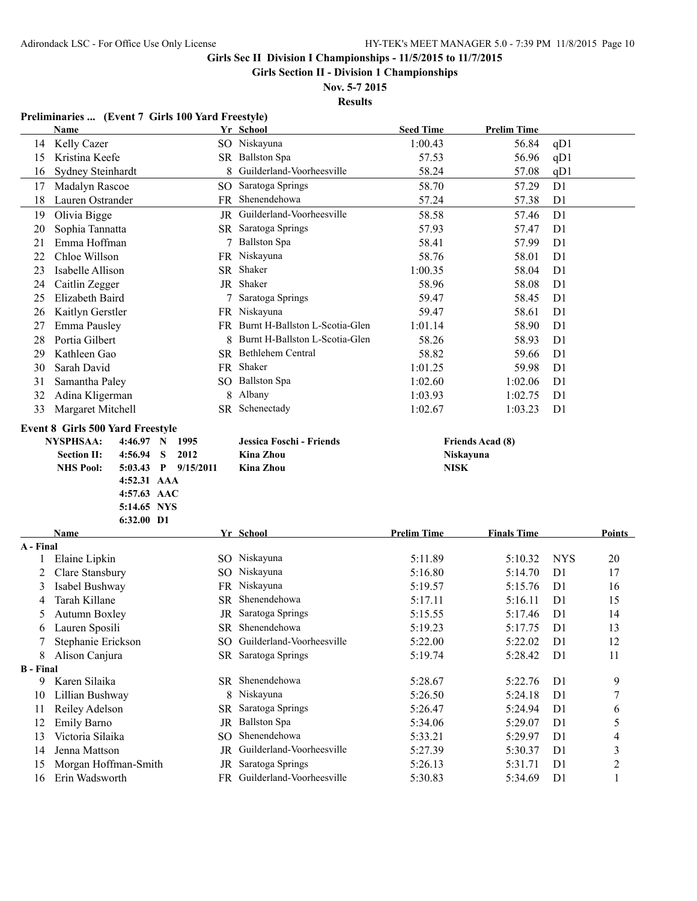# Girls Sec II Division I Championships - 11/5/2015 to 11/7/2015

## Girls Section II - Division 1 Championships

**Nov. 5-7 2015**

**Results**

### Preliminaries ... (Event 7 Girls 100 Yard Freestyle)

| | Name | Yr | School | Seed Time | Prelim Time | |
|---|---|---|---|---|---|---|
| 14 | Kelly Cazer | SO | Niskayuna | 1:00.43 | 56.84 | qD1 |
| 15 | Kristina Keefe | SR | Ballston Spa | 57.53 | 56.96 | qD1 |
| 16 | Sydney Steinhardt | 8 | Guilderland-Voorheesville | 58.24 | 57.08 | qD1 |
| 17 | Madalyn Rascoe | SO | Saratoga Springs | 58.70 | 57.29 | D1 |
| 18 | Lauren Ostrander | FR | Shenendehowa | 57.24 | 57.38 | D1 |
| 19 | Olivia Bigge | JR | Guilderland-Voorheesville | 58.58 | 57.46 | D1 |
| 20 | Sophia Tannatta | SR | Saratoga Springs | 57.93 | 57.47 | D1 |
| 21 | Emma Hoffman | 7 | Ballston Spa | 58.41 | 57.99 | D1 |
| 22 | Chloe Willson | FR | Niskayuna | 58.76 | 58.01 | D1 |
| 23 | Isabelle Allison | SR | Shaker | 1:00.35 | 58.04 | D1 |
| 24 | Caitlin Zegger | JR | Shaker | 58.96 | 58.08 | D1 |
| 25 | Elizabeth Baird | 7 | Saratoga Springs | 59.47 | 58.45 | D1 |
| 26 | Kaitlyn Gerstler | FR | Niskayuna | 59.47 | 58.61 | D1 |
| 27 | Emma Pausley | FR | Burnt H-Ballston L-Scotia-Glen | 1:01.14 | 58.90 | D1 |
| 28 | Portia Gilbert | 8 | Burnt H-Ballston L-Scotia-Glen | 58.26 | 58.93 | D1 |
| 29 | Kathleen Gao | SR | Bethlehem Central | 58.82 | 59.66 | D1 |
| 30 | Sarah David | FR | Shaker | 1:01.25 | 59.98 | D1 |
| 31 | Samantha Paley | SO | Ballston Spa | 1:02.60 | 1:02.06 | D1 |
| 32 | Adina Kligerman | 8 | Albany | 1:03.93 | 1:02.75 | D1 |
| 33 | Margaret Mitchell | SR | Schenectady | 1:02.67 | 1:03.23 | D1 |

### Event 8 Girls 500 Yard Freestyle

| | | | | | |
|---|---|---|---|---|---|
| **NYSPHSAA:** | **4:46.97** | **N** | **1995** | **Jessica Foschi - Friends** | **Friends Acad (8)** |
| **Section II:** | **4:56.94** | **S** | **2012** | **Kina Zhou** | **Niskayuna** |
| **NHS Pool:** | **5:03.43** | **P** | **9/15/2011** | **Kina Zhou** | **NISK** |
| | **4:52.31** | **AAA** | | | |
| | **4:57.63** | **AAC** | | | |
| | **5:14.65** | **NYS** | | | |
| | **6:32.00** | **D1** | | | |

| | Name | Yr | School | Prelim Time | Finals Time | | Points |
|---|---|---|---|---|---|---|---|
| **A - Final** | | | | | | | |
| 1 | Elaine Lipkin | SO | Niskayuna | 5:11.89 | 5:10.32 | NYS | 20 |
| 2 | Clare Stansbury | SO | Niskayuna | 5:16.80 | 5:14.70 | D1 | 17 |
| 3 | Isabel Bushway | FR | Niskayuna | 5:19.57 | 5:15.76 | D1 | 16 |
| 4 | Tarah Killane | SR | Shenendehowa | 5:17.11 | 5:16.11 | D1 | 15 |
| 5 | Autumn Boxley | JR | Saratoga Springs | 5:15.55 | 5:17.46 | D1 | 14 |
| 6 | Lauren Sposili | SR | Shenendehowa | 5:19.23 | 5:17.75 | D1 | 13 |
| 7 | Stephanie Erickson | SO | Guilderland-Voorheesville | 5:22.00 | 5:22.02 | D1 | 12 |
| 8 | Alison Canjura | SR | Saratoga Springs | 5:19.74 | 5:28.42 | D1 | 11 |
| **B - Final** | | | | | | | |
| 9 | Karen Silaika | SR | Shenendehowa | 5:28.67 | 5:22.76 | D1 | 9 |
| 10 | Lillian Bushway | 8 | Niskayuna | 5:26.50 | 5:24.18 | D1 | 7 |
| 11 | Reiley Adelson | SR | Saratoga Springs | 5:26.47 | 5:24.94 | D1 | 6 |
| 12 | Emily Barno | JR | Ballston Spa | 5:34.06 | 5:29.07 | D1 | 5 |
| 13 | Victoria Silaika | SO | Shenendehowa | 5:33.21 | 5:29.97 | D1 | 4 |
| 14 | Jenna Mattson | JR | Guilderland-Voorheesville | 5:27.39 | 5:30.37 | D1 | 3 |
| 15 | Morgan Hoffman-Smith | JR | Saratoga Springs | 5:26.13 | 5:31.71 | D1 | 2 |
| 16 | Erin Wadsworth | FR | Guilderland-Voorheesville | 5:30.83 | 5:34.69 | D1 | 1 |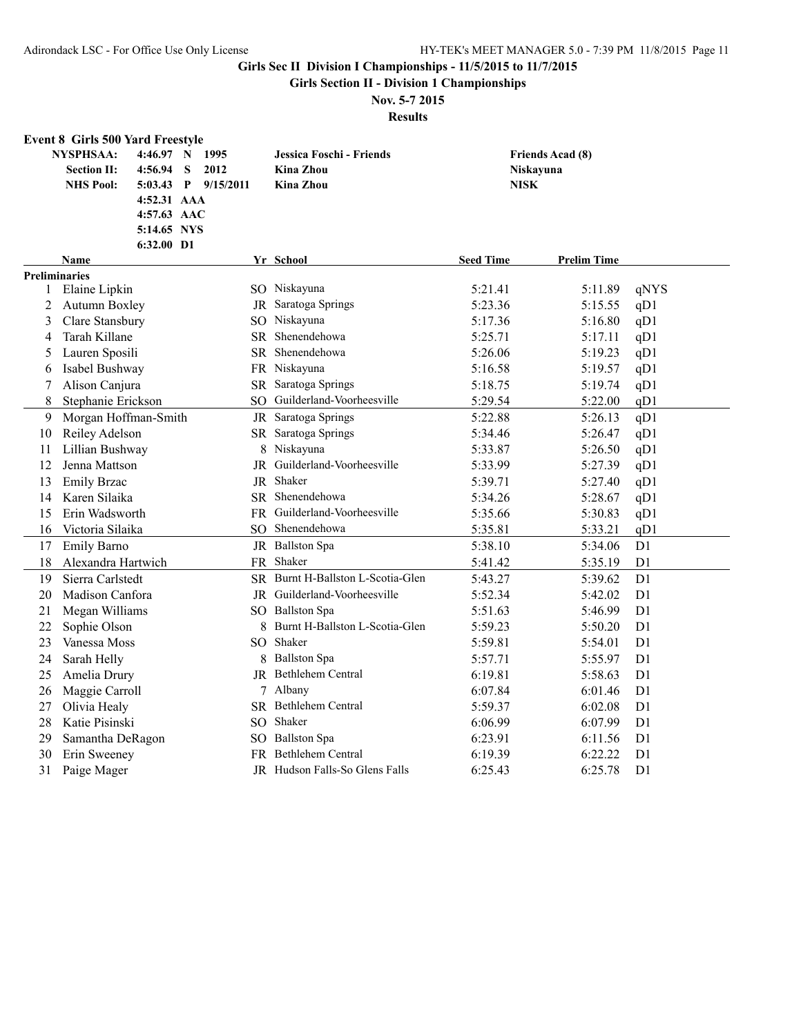## Girls Sec II Division I Championships - 11/5/2015 to 11/7/2015

**Girls Section II - Division 1 Championships**

**Nov. 5-7 2015**

**Results**

### Event 8 Girls 500 Yard Freestyle

| | | | | | |
|---|---|---|---|---|---|
| **NYSPHSAA:** | 4:46.97 | N | 1995 | **Jessica Foschi - Friends** | **Friends Acad (8)** |
| **Section II:** | 4:56.94 | S | 2012 | **Kina Zhou** | **Niskayuna** |
| **NHS Pool:** | 5:03.43 | P | 9/15/2011 | **Kina Zhou** | **NISK** |
| | 4:52.31 | AAA | | | |
| | 4:57.63 | AAC | | | |
| | 5:14.65 | NYS | | | |
| | 6:32.00 | D1 | | | |

**Preliminaries**

| | Name | Yr | School | Seed Time | Prelim Time | |
|---|---|---|---|---|---|---|
| 1 | Elaine Lipkin | SO | Niskayuna | 5:21.41 | 5:11.89 | qNYS |
| 2 | Autumn Boxley | JR | Saratoga Springs | 5:23.36 | 5:15.55 | qD1 |
| 3 | Clare Stansbury | SO | Niskayuna | 5:17.36 | 5:16.80 | qD1 |
| 4 | Tarah Killane | SR | Shenendehowa | 5:25.71 | 5:17.11 | qD1 |
| 5 | Lauren Sposili | SR | Shenendehowa | 5:26.06 | 5:19.23 | qD1 |
| 6 | Isabel Bushway | FR | Niskayuna | 5:16.58 | 5:19.57 | qD1 |
| 7 | Alison Canjura | SR | Saratoga Springs | 5:18.75 | 5:19.74 | qD1 |
| 8 | Stephanie Erickson | SO | Guilderland-Voorheesville | 5:29.54 | 5:22.00 | qD1 |
| 9 | Morgan Hoffman-Smith | JR | Saratoga Springs | 5:22.88 | 5:26.13 | qD1 |
| 10 | Reiley Adelson | SR | Saratoga Springs | 5:34.46 | 5:26.47 | qD1 |
| 11 | Lillian Bushway | 8 | Niskayuna | 5:33.87 | 5:26.50 | qD1 |
| 12 | Jenna Mattson | JR | Guilderland-Voorheesville | 5:33.99 | 5:27.39 | qD1 |
| 13 | Emily Brzac | JR | Shaker | 5:39.71 | 5:27.40 | qD1 |
| 14 | Karen Silaika | SR | Shenendehowa | 5:34.26 | 5:28.67 | qD1 |
| 15 | Erin Wadsworth | FR | Guilderland-Voorheesville | 5:35.66 | 5:30.83 | qD1 |
| 16 | Victoria Silaika | SO | Shenendehowa | 5:35.81 | 5:33.21 | qD1 |
| 17 | Emily Barno | JR | Ballston Spa | 5:38.10 | 5:34.06 | D1 |
| 18 | Alexandra Hartwich | FR | Shaker | 5:41.42 | 5:35.19 | D1 |
| 19 | Sierra Carlstedt | SR | Burnt H-Ballston L-Scotia-Glen | 5:43.27 | 5:39.62 | D1 |
| 20 | Madison Canfora | JR | Guilderland-Voorheesville | 5:52.34 | 5:42.02 | D1 |
| 21 | Megan Williams | SO | Ballston Spa | 5:51.63 | 5:46.99 | D1 |
| 22 | Sophie Olson | 8 | Burnt H-Ballston L-Scotia-Glen | 5:59.23 | 5:50.20 | D1 |
| 23 | Vanessa Moss | SO | Shaker | 5:59.81 | 5:54.01 | D1 |
| 24 | Sarah Helly | 8 | Ballston Spa | 5:57.71 | 5:55.97 | D1 |
| 25 | Amelia Drury | JR | Bethlehem Central | 6:19.81 | 5:58.63 | D1 |
| 26 | Maggie Carroll | 7 | Albany | 6:07.84 | 6:01.46 | D1 |
| 27 | Olivia Healy | SR | Bethlehem Central | 5:59.37 | 6:02.08 | D1 |
| 28 | Katie Pisinski | SO | Shaker | 6:06.99 | 6:07.99 | D1 |
| 29 | Samantha DeRagon | SO | Ballston Spa | 6:23.91 | 6:11.56 | D1 |
| 30 | Erin Sweeney | FR | Bethlehem Central | 6:19.39 | 6:22.22 | D1 |
| 31 | Paige Mager | JR | Hudson Falls-So Glens Falls | 6:25.43 | 6:25.78 | D1 |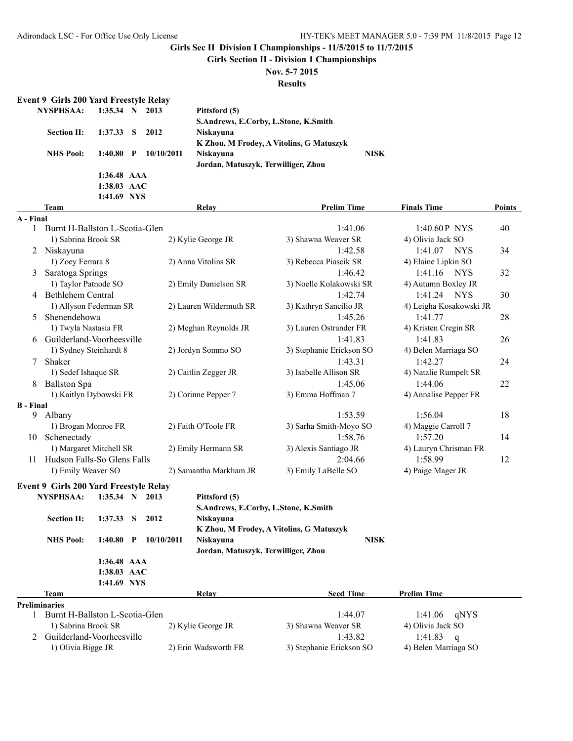Girls Sec II Division I Championships - 11/5/2015 to 11/7/2015

Girls Section II - Division 1 Championships

Nov. 5-7 2015

Results

## Event 9 Girls 200 Yard Freestyle Relay

| | | | | | |
|---|---|---|---|---|---|
| NYSPHSAA: | 1:35.34 | N | 2013 | Pittsford (5) S.Andrews, E.Corby, L.Stone, K.Smith | |
| Section II: | 1:37.33 | S | 2012 | Niskayuna K Zhou, M Frodey, A Vitolins, G Matuszyk | |
| NHS Pool: | 1:40.80 | P | 10/10/2011 | Niskayuna Jordan, Matuszyk, Terwilliger, Zhou | NISK |
| | 1:36.48 | AAA | | | |
| | 1:38.03 | AAC | | | |
| | 1:41.69 | NYS | | | |

| | Team | Relay | Prelim Time | Finals Time | Points |
|---|---|---|---|---|---|
| **A - Final** | | | | | |
| 1 | Burnt H-Ballston L-Scotia-Glen | | 1:41.06 | 1:40.60P NYS | 40 |
| | 1) Sabrina Brook SR | 2) Kylie George JR | 3) Shawna Weaver SR | 4) Olivia Jack SO | |
| 2 | Niskayuna | | 1:42.58 | 1:41.07 NYS | 34 |
| | 1) Zoey Ferrara 8 | 2) Anna Vitolins SR | 3) Rebecca Piascik SR | 4) Elaine Lipkin SO | |
| 3 | Saratoga Springs | | 1:46.42 | 1:41.16 NYS | 32 |
| | 1) Taylor Patnode SO | 2) Emily Danielson SR | 3) Noelle Kolakowski SR | 4) Autumn Boxley JR | |
| 4 | Bethlehem Central | | 1:42.74 | 1:41.24 NYS | 30 |
| | 1) Allyson Federman SR | 2) Lauren Wildermuth SR | 3) Kathryn Sancilio JR | 4) Leigha Kosakowski JR | |
| 5 | Shenendehowa | | 1:45.26 | 1:41.77 | 28 |
| | 1) Twyla Nastasia FR | 2) Meghan Reynolds JR | 3) Lauren Ostrander FR | 4) Kristen Cregin SR | |
| 6 | Guilderland-Voorheesville | | 1:41.83 | 1:41.83 | 26 |
| | 1) Sydney Steinhardt 8 | 2) Jordyn Sommo SO | 3) Stephanie Erickson SO | 4) Belen Marriaga SO | |
| 7 | Shaker | | 1:43.31 | 1:42.27 | 24 |
| | 1) Sedef Ishaque SR | 2) Caitlin Zegger JR | 3) Isabelle Allison SR | 4) Natalie Rumpelt SR | |
| 8 | Ballston Spa | | 1:45.06 | 1:44.06 | 22 |
| | 1) Kaitlyn Dybowski FR | 2) Corinne Pepper 7 | 3) Emma Hoffman 7 | 4) Annalise Pepper FR | |
| **B - Final** | | | | | |
| 9 | Albany | | 1:53.59 | 1:56.04 | 18 |
| | 1) Brogan Monroe FR | 2) Faith O'Toole FR | 3) Sarha Smith-Moyo SO | 4) Maggie Carroll 7 | |
| 10 | Schenectady | | 1:58.76 | 1:57.20 | 14 |
| | 1) Margaret Mitchell SR | 2) Emily Hermann SR | 3) Alexis Santiago JR | 4) Lauryn Chrisman FR | |
| 11 | Hudson Falls-So Glens Falls | | 2:04.66 | 1:58.99 | 12 |
| | 1) Emily Weaver SO | 2) Samantha Markham JR | 3) Emily LaBelle SO | 4) Paige Mager JR | |

## Event 9 Girls 200 Yard Freestyle Relay

| | | | | | |
|---|---|---|---|---|---|
| NYSPHSAA: | 1:35.34 | N | 2013 | Pittsford (5) S.Andrews, E.Corby, L.Stone, K.Smith | |
| Section II: | 1:37.33 | S | 2012 | Niskayuna K Zhou, M Frodey, A Vitolins, G Matuszyk | |
| NHS Pool: | 1:40.80 | P | 10/10/2011 | Niskayuna Jordan, Matuszyk, Terwilliger, Zhou | NISK |
| | 1:36.48 | AAA | | | |
| | 1:38.03 | AAC | | | |
| | 1:41.69 | NYS | | | |

| | Team | Relay | Seed Time | Prelim Time |
|---|---|---|---|---|
| **Preliminaries** | | | | |
| 1 | Burnt H-Ballston L-Scotia-Glen | | 1:44.07 | 1:41.06 qNYS |
| | 1) Sabrina Brook SR | 2) Kylie George JR | 3) Shawna Weaver SR | 4) Olivia Jack SO |
| 2 | Guilderland-Voorheesville | | 1:43.82 | 1:41.83 q |
| | 1) Olivia Bigge JR | 2) Erin Wadsworth FR | 3) Stephanie Erickson SO | 4) Belen Marriaga SO |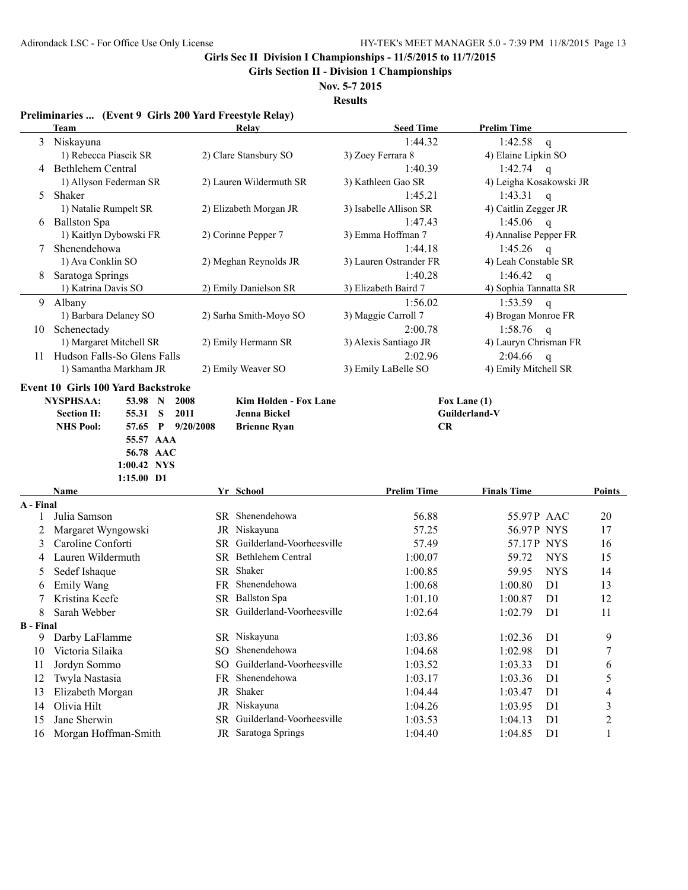## Girls Sec II Division I Championships - 11/5/2015 to 11/7/2015

### Girls Section II - Division 1 Championships

**Nov. 5-7 2015**

**Results**

### Preliminaries ... (Event 9 Girls 200 Yard Freestyle Relay)

| | Team | Relay | Seed Time | Prelim Time |
|---|---|---|---|---|
| 3 | Niskayuna | | 1:44.32 | 1:42.58 q |
| | 1) Rebecca Piascik SR | 2) Clare Stansbury SO | 3) Zoey Ferrara 8 | 4) Elaine Lipkin SO |
| 4 | Bethlehem Central | | 1:40.39 | 1:42.74 q |
| | 1) Allyson Federman SR | 2) Lauren Wildermuth SR | 3) Kathleen Gao SR | 4) Leigha Kosakowski JR |
| 5 | Shaker | | 1:45.21 | 1:43.31 q |
| | 1) Natalie Rumpelt SR | 2) Elizabeth Morgan JR | 3) Isabelle Allison SR | 4) Caitlin Zegger JR |
| 6 | Ballston Spa | | 1:47.43 | 1:45.06 q |
| | 1) Kaitlyn Dybowski FR | 2) Corinne Pepper 7 | 3) Emma Hoffman 7 | 4) Annalise Pepper FR |
| 7 | Shenendehowa | | 1:44.18 | 1:45.26 q |
| | 1) Ava Conklin SO | 2) Meghan Reynolds JR | 3) Lauren Ostrander FR | 4) Leah Constable SR |
| 8 | Saratoga Springs | | 1:40.28 | 1:46.42 q |
| | 1) Katrina Davis SO | 2) Emily Danielson SR | 3) Elizabeth Baird 7 | 4) Sophia Tannatta SR |
| 9 | Albany | | 1:56.02 | 1:53.59 q |
| | 1) Barbara Delaney SO | 2) Sarha Smith-Moyo SO | 3) Maggie Carroll 7 | 4) Brogan Monroe FR |
| 10 | Schenectady | | 2:00.78 | 1:58.76 q |
| | 1) Margaret Mitchell SR | 2) Emily Hermann SR | 3) Alexis Santiago JR | 4) Lauryn Chrisman FR |
| 11 | Hudson Falls-So Glens Falls | | 2:02.96 | 2:04.66 q |
| | 1) Samantha Markham JR | 2) Emily Weaver SO | 3) Emily LaBelle SO | 4) Emily Mitchell SR |

### Event 10 Girls 100 Yard Backstroke

| | | | | | |
|---|---|---|---|---|---|
| NYSPHSAA: | 53.98 | N | 2008 | Kim Holden - Fox Lane | Fox Lane (1) |
| Section II: | 55.31 | S | 2011 | Jenna Bickel | Guilderland-V |
| NHS Pool: | 57.65 | P | 9/20/2008 | Brienne Ryan | CR |
| | 55.57 | AAA | | | |
| | 56.78 | AAC | | | |
| | 1:00.42 | NYS | | | |
| | 1:15.00 | D1 | | | |

| | Name | Yr | School | Prelim Time | Finals Time | | Points |
|---|---|---|---|---|---|---|---|
| **A - Final** | | | | | | | |
| 1 | Julia Samson | SR | Shenendehowa | 56.88 | 55.97P | AAC | 20 |
| 2 | Margaret Wyngowski | JR | Niskayuna | 57.25 | 56.97P | NYS | 17 |
| 3 | Caroline Conforti | SR | Guilderland-Voorheesville | 57.49 | 57.17P | NYS | 16 |
| 4 | Lauren Wildermuth | SR | Bethlehem Central | 1:00.07 | 59.72 | NYS | 15 |
| 5 | Sedef Ishaque | SR | Shaker | 1:00.85 | 59.95 | NYS | 14 |
| 6 | Emily Wang | FR | Shenendehowa | 1:00.68 | 1:00.80 | D1 | 13 |
| 7 | Kristina Keefe | SR | Ballston Spa | 1:01.10 | 1:00.87 | D1 | 12 |
| 8 | Sarah Webber | SR | Guilderland-Voorheesville | 1:02.64 | 1:02.79 | D1 | 11 |
| **B - Final** | | | | | | | |
| 9 | Darby LaFlamme | SR | Niskayuna | 1:03.86 | 1:02.36 | D1 | 9 |
| 10 | Victoria Silaika | SO | Shenendehowa | 1:04.68 | 1:02.98 | D1 | 7 |
| 11 | Jordyn Sommo | SO | Guilderland-Voorheesville | 1:03.52 | 1:03.33 | D1 | 6 |
| 12 | Twyla Nastasia | FR | Shenendehowa | 1:03.17 | 1:03.36 | D1 | 5 |
| 13 | Elizabeth Morgan | JR | Shaker | 1:04.44 | 1:03.47 | D1 | 4 |
| 14 | Olivia Hilt | JR | Niskayuna | 1:04.26 | 1:03.95 | D1 | 3 |
| 15 | Jane Sherwin | SR | Guilderland-Voorheesville | 1:03.53 | 1:04.13 | D1 | 2 |
| 16 | Morgan Hoffman-Smith | JR | Saratoga Springs | 1:04.40 | 1:04.85 | D1 | 1 |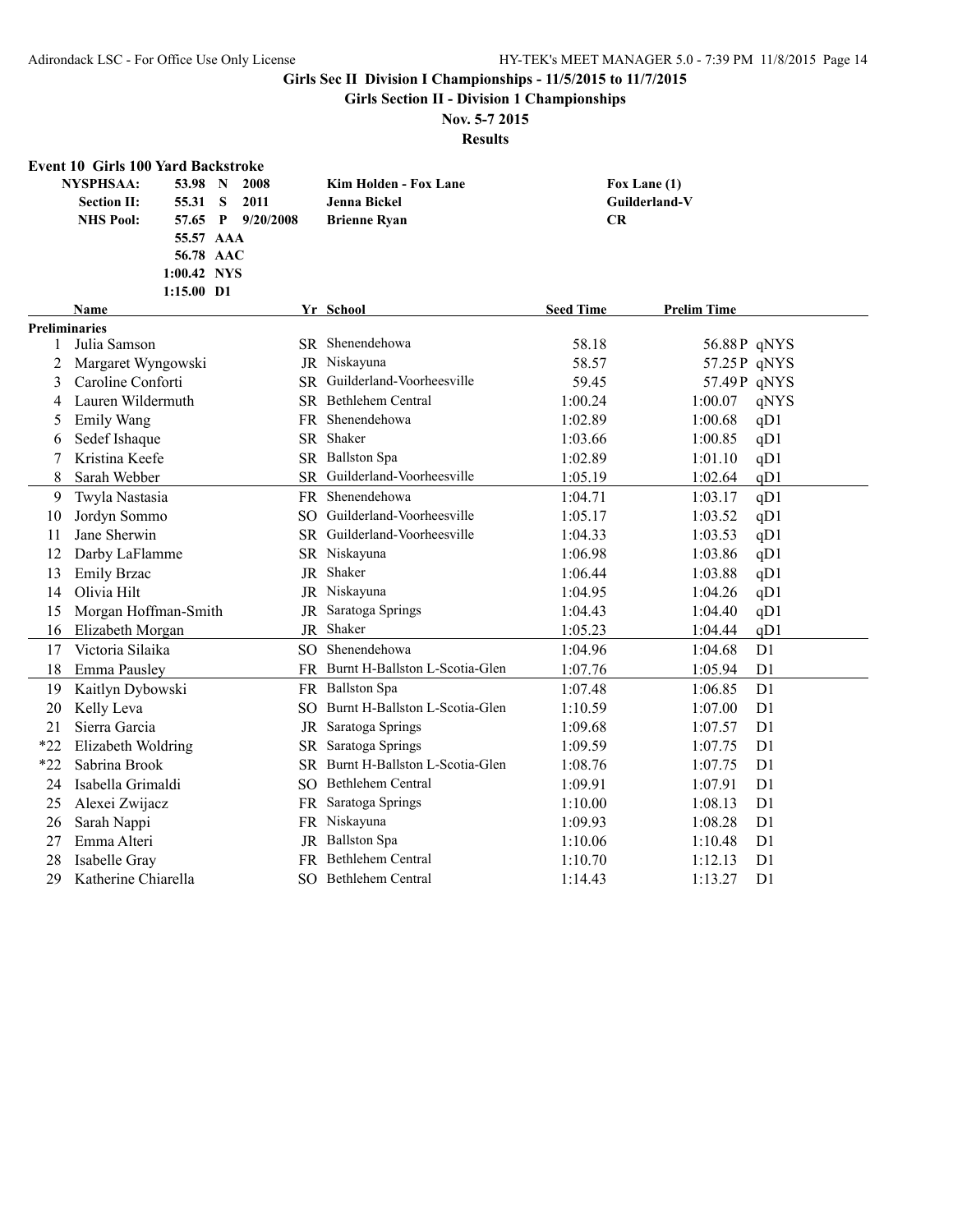# Girls Sec II Division I Championships - 11/5/2015 to 11/7/2015

## Girls Section II - Division 1 Championships

**Nov. 5-7 2015**

**Results**

### Event 10 Girls 100 Yard Backstroke

| | | | | | |
|---|---|---|---|---|---|
| **NYSPHSAA:** | 53.98 | N | 2008 | Kim Holden - Fox Lane | Fox Lane (1) |
| **Section II:** | 55.31 | S | 2011 | Jenna Bickel | Guilderland-V |
| **NHS Pool:** | 57.65 | P | 9/20/2008 | Brienne Ryan | CR |
| | 55.57 | AAA | | | |
| | 56.78 | AAC | | | |
| | 1:00.42 | NYS | | | |
| | 1:15.00 | D1 | | | |

**Preliminaries**

| | Name | Yr | School | Seed Time | Prelim Time | |
|---|---|---|---|---|---|---|
| 1 | Julia Samson | SR | Shenendehowa | 58.18 | 56.88P | qNYS |
| 2 | Margaret Wyngowski | JR | Niskayuna | 58.57 | 57.25P | qNYS |
| 3 | Caroline Conforti | SR | Guilderland-Voorheesville | 59.45 | 57.49P | qNYS |
| 4 | Lauren Wildermuth | SR | Bethlehem Central | 1:00.24 | 1:00.07 | qNYS |
| 5 | Emily Wang | FR | Shenendehowa | 1:02.89 | 1:00.68 | qD1 |
| 6 | Sedef Ishaque | SR | Shaker | 1:03.66 | 1:00.85 | qD1 |
| 7 | Kristina Keefe | SR | Ballston Spa | 1:02.89 | 1:01.10 | qD1 |
| 8 | Sarah Webber | SR | Guilderland-Voorheesville | 1:05.19 | 1:02.64 | qD1 |
| 9 | Twyla Nastasia | FR | Shenendehowa | 1:04.71 | 1:03.17 | qD1 |
| 10 | Jordyn Sommo | SO | Guilderland-Voorheesville | 1:05.17 | 1:03.52 | qD1 |
| 11 | Jane Sherwin | SR | Guilderland-Voorheesville | 1:04.33 | 1:03.53 | qD1 |
| 12 | Darby LaFlamme | SR | Niskayuna | 1:06.98 | 1:03.86 | qD1 |
| 13 | Emily Brzac | JR | Shaker | 1:06.44 | 1:03.88 | qD1 |
| 14 | Olivia Hilt | JR | Niskayuna | 1:04.95 | 1:04.26 | qD1 |
| 15 | Morgan Hoffman-Smith | JR | Saratoga Springs | 1:04.43 | 1:04.40 | qD1 |
| 16 | Elizabeth Morgan | JR | Shaker | 1:05.23 | 1:04.44 | qD1 |
| 17 | Victoria Silaika | SO | Shenendehowa | 1:04.96 | 1:04.68 | D1 |
| 18 | Emma Pausley | FR | Burnt H-Ballston L-Scotia-Glen | 1:07.76 | 1:05.94 | D1 |
| 19 | Kaitlyn Dybowski | FR | Ballston Spa | 1:07.48 | 1:06.85 | D1 |
| 20 | Kelly Leva | SO | Burnt H-Ballston L-Scotia-Glen | 1:10.59 | 1:07.00 | D1 |
| 21 | Sierra Garcia | JR | Saratoga Springs | 1:09.68 | 1:07.57 | D1 |
| *22 | Elizabeth Woldring | SR | Saratoga Springs | 1:09.59 | 1:07.75 | D1 |
| *22 | Sabrina Brook | SR | Burnt H-Ballston L-Scotia-Glen | 1:08.76 | 1:07.75 | D1 |
| 24 | Isabella Grimaldi | SO | Bethlehem Central | 1:09.91 | 1:07.91 | D1 |
| 25 | Alexei Zwijacz | FR | Saratoga Springs | 1:10.00 | 1:08.13 | D1 |
| 26 | Sarah Nappi | FR | Niskayuna | 1:09.93 | 1:08.28 | D1 |
| 27 | Emma Alteri | JR | Ballston Spa | 1:10.06 | 1:10.48 | D1 |
| 28 | Isabelle Gray | FR | Bethlehem Central | 1:10.70 | 1:12.13 | D1 |
| 29 | Katherine Chiarella | SO | Bethlehem Central | 1:14.43 | 1:13.27 | D1 |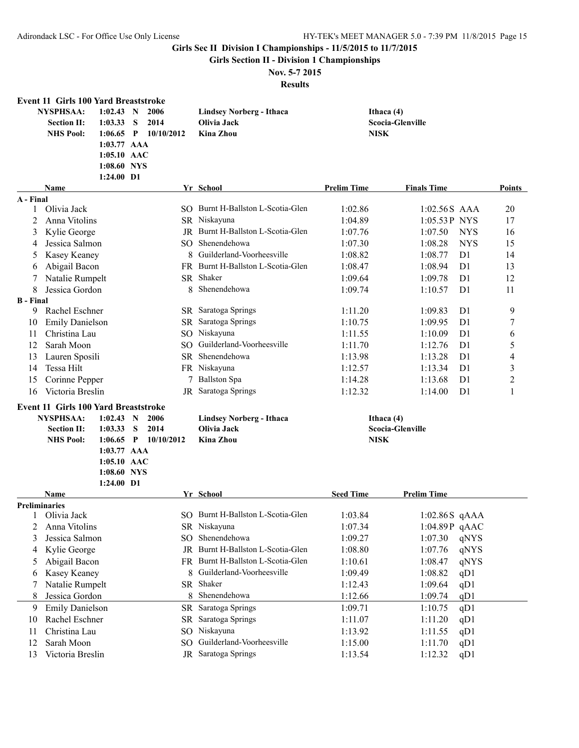## Girls Sec II Division I Championships - 11/5/2015 to 11/7/2015

### Girls Section II - Division 1 Championships

**Nov. 5-7 2015**

**Results**

### Event 11 Girls 100 Yard Breaststroke

| | | | | | |
|---|---|---|---|---|---|
| **NYSPHSAA:** | 1:02.43 | N | 2006 | Lindsey Norberg - Ithaca | Ithaca (4) |
| **Section II:** | 1:03.33 | S | 2014 | Olivia Jack | Scocia-Glenville |
| **NHS Pool:** | 1:06.65 | P | 10/10/2012 | Kina Zhou | NISK |
| | 1:03.77 | AAA | | | |
| | 1:05.10 | AAC | | | |
| | 1:08.60 | NYS | | | |
| | 1:24.00 | D1 | | | |

| | Name | Yr | School | Prelim Time | Finals Time | | Points |
|---|---|---|---|---|---|---|---|
| **A - Final** | | | | | | | |
| 1 | Olivia Jack | SO | Burnt H-Ballston L-Scotia-Glen | 1:02.86 | 1:02.56S | AAA | 20 |
| 2 | Anna Vitolins | SR | Niskayuna | 1:04.89 | 1:05.53P | NYS | 17 |
| 3 | Kylie George | JR | Burnt H-Ballston L-Scotia-Glen | 1:07.76 | 1:07.50 | NYS | 16 |
| 4 | Jessica Salmon | SO | Shenendehowa | 1:07.30 | 1:08.28 | NYS | 15 |
| 5 | Kasey Keaney | 8 | Guilderland-Voorheesville | 1:08.82 | 1:08.77 | D1 | 14 |
| 6 | Abigail Bacon | FR | Burnt H-Ballston L-Scotia-Glen | 1:08.47 | 1:08.94 | D1 | 13 |
| 7 | Natalie Rumpelt | SR | Shaker | 1:09.64 | 1:09.78 | D1 | 12 |
| 8 | Jessica Gordon | 8 | Shenendehowa | 1:09.74 | 1:10.57 | D1 | 11 |
| **B - Final** | | | | | | | |
| 9 | Rachel Eschner | SR | Saratoga Springs | 1:11.20 | 1:09.83 | D1 | 9 |
| 10 | Emily Danielson | SR | Saratoga Springs | 1:10.75 | 1:09.95 | D1 | 7 |
| 11 | Christina Lau | SO | Niskayuna | 1:11.55 | 1:10.09 | D1 | 6 |
| 12 | Sarah Moon | SO | Guilderland-Voorheesville | 1:11.70 | 1:12.76 | D1 | 5 |
| 13 | Lauren Sposili | SR | Shenendehowa | 1:13.98 | 1:13.28 | D1 | 4 |
| 14 | Tessa Hilt | FR | Niskayuna | 1:12.57 | 1:13.34 | D1 | 3 |
| 15 | Corinne Pepper | 7 | Ballston Spa | 1:14.28 | 1:13.68 | D1 | 2 |
| 16 | Victoria Breslin | JR | Saratoga Springs | 1:12.32 | 1:14.00 | D1 | 1 |

### Event 11 Girls 100 Yard Breaststroke

| | | | | | |
|---|---|---|---|---|---|
| **NYSPHSAA:** | 1:02.43 | N | 2006 | Lindsey Norberg - Ithaca | Ithaca (4) |
| **Section II:** | 1:03.33 | S | 2014 | Olivia Jack | Scocia-Glenville |
| **NHS Pool:** | 1:06.65 | P | 10/10/2012 | Kina Zhou | NISK |
| | 1:03.77 | AAA | | | |
| | 1:05.10 | AAC | | | |
| | 1:08.60 | NYS | | | |
| | 1:24.00 | D1 | | | |

| | Name | Yr | School | Seed Time | Prelim Time | |
|---|---|---|---|---|---|---|
| **Preliminaries** | | | | | | |
| 1 | Olivia Jack | SO | Burnt H-Ballston L-Scotia-Glen | 1:03.84 | 1:02.86S | qAAA |
| 2 | Anna Vitolins | SR | Niskayuna | 1:07.34 | 1:04.89P | qAAC |
| 3 | Jessica Salmon | SO | Shenendehowa | 1:09.27 | 1:07.30 | qNYS |
| 4 | Kylie George | JR | Burnt H-Ballston L-Scotia-Glen | 1:08.80 | 1:07.76 | qNYS |
| 5 | Abigail Bacon | FR | Burnt H-Ballston L-Scotia-Glen | 1:10.61 | 1:08.47 | qNYS |
| 6 | Kasey Keaney | 8 | Guilderland-Voorheesville | 1:09.49 | 1:08.82 | qD1 |
| 7 | Natalie Rumpelt | SR | Shaker | 1:12.43 | 1:09.64 | qD1 |
| 8 | Jessica Gordon | 8 | Shenendehowa | 1:12.66 | 1:09.74 | qD1 |
| 9 | Emily Danielson | SR | Saratoga Springs | 1:09.71 | 1:10.75 | qD1 |
| 10 | Rachel Eschner | SR | Saratoga Springs | 1:11.07 | 1:11.20 | qD1 |
| 11 | Christina Lau | SO | Niskayuna | 1:13.92 | 1:11.55 | qD1 |
| 12 | Sarah Moon | SO | Guilderland-Voorheesville | 1:15.00 | 1:11.70 | qD1 |
| 13 | Victoria Breslin | JR | Saratoga Springs | 1:13.54 | 1:12.32 | qD1 |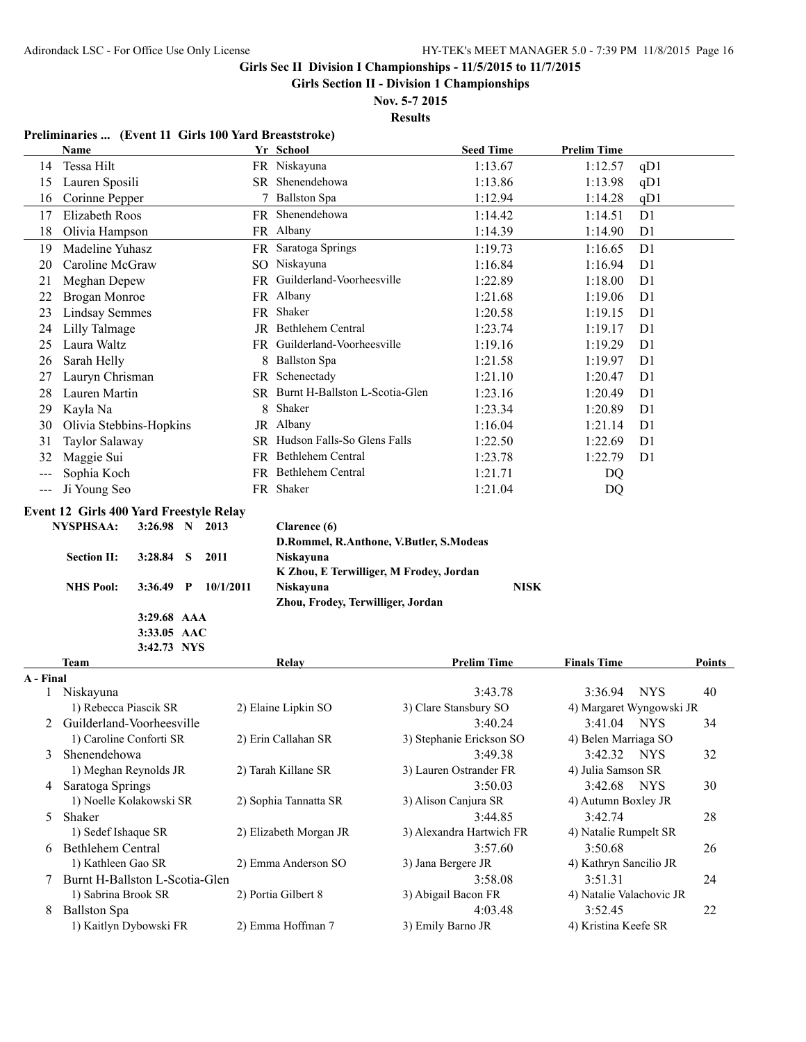Girls Sec II Division I Championships - 11/5/2015 to 11/7/2015

**Girls Section II - Division 1 Championships**

**Nov. 5-7 2015**

**Results**

### Preliminaries ... (Event 11 Girls 100 Yard Breaststroke)

| | Name | Yr | School | Seed Time | Prelim Time | |
|---|---|---|---|---|---|---|
| 14 | Tessa Hilt | FR | Niskayuna | 1:13.67 | 1:12.57 | qD1 |
| 15 | Lauren Sposili | SR | Shenendehowa | 1:13.86 | 1:13.98 | qD1 |
| 16 | Corinne Pepper | 7 | Ballston Spa | 1:12.94 | 1:14.28 | qD1 |
| 17 | Elizabeth Roos | FR | Shenendehowa | 1:14.42 | 1:14.51 | D1 |
| 18 | Olivia Hampson | FR | Albany | 1:14.39 | 1:14.90 | D1 |
| 19 | Madeline Yuhasz | FR | Saratoga Springs | 1:19.73 | 1:16.65 | D1 |
| 20 | Caroline McGraw | SO | Niskayuna | 1:16.84 | 1:16.94 | D1 |
| 21 | Meghan Depew | FR | Guilderland-Voorheesville | 1:22.89 | 1:18.00 | D1 |
| 22 | Brogan Monroe | FR | Albany | 1:21.68 | 1:19.06 | D1 |
| 23 | Lindsay Semmes | FR | Shaker | 1:20.58 | 1:19.15 | D1 |
| 24 | Lilly Talmage | JR | Bethlehem Central | 1:23.74 | 1:19.17 | D1 |
| 25 | Laura Waltz | FR | Guilderland-Voorheesville | 1:19.16 | 1:19.29 | D1 |
| 26 | Sarah Helly | 8 | Ballston Spa | 1:21.58 | 1:19.97 | D1 |
| 27 | Lauryn Chrisman | FR | Schenectady | 1:21.10 | 1:20.47 | D1 |
| 28 | Lauren Martin | SR | Burnt H-Ballston L-Scotia-Glen | 1:23.16 | 1:20.49 | D1 |
| 29 | Kayla Na | 8 | Shaker | 1:23.34 | 1:20.89 | D1 |
| 30 | Olivia Stebbins-Hopkins | JR | Albany | 1:16.04 | 1:21.14 | D1 |
| 31 | Taylor Salaway | SR | Hudson Falls-So Glens Falls | 1:22.50 | 1:22.69 | D1 |
| 32 | Maggie Sui | FR | Bethlehem Central | 1:23.78 | 1:22.79 | D1 |
| --- | Sophia Koch | FR | Bethlehem Central | 1:21.71 | DQ | |
| --- | Ji Young Seo | FR | Shaker | 1:21.04 | DQ | |

### Event 12 Girls 400 Yard Freestyle Relay

| | | | | |
|---|---|---|---|---|
| **NYSPHSAA:** | 3:26.98 N | 2013 | Clarence (6) | |
| | | | D.Rommel, R.Anthone, V.Butler, S.Modeas | |
| **Section II:** | 3:28.84 S | 2011 | Niskayuna | |
| | | | K Zhou, E Terwilliger, M Frodey, Jordan | |
| **NHS Pool:** | 3:36.49 P | 10/1/2011 | Niskayuna | NISK |
| | | | Zhou, Frodey, Terwilliger, Jordan | |
| | 3:29.68 AAA | | | |
| | 3:33.05 AAC | | | |
| | 3:42.73 NYS | | | |

| | Team | Relay | | Prelim Time | Finals Time | | Points |
|---|---|---|---|---|---|---|---|
| **A - Final** | | | | | | | |
| 1 | Niskayuna | | | 3:43.78 | 3:36.94 | NYS | 40 |
| | 1) Rebecca Piascik SR | 2) Elaine Lipkin SO | | 3) Clare Stansbury SO | 4) Margaret Wyngowski JR | | |
| 2 | Guilderland-Voorheesville | | | 3:40.24 | 3:41.04 | NYS | 34 |
| | 1) Caroline Conforti SR | 2) Erin Callahan SR | | 3) Stephanie Erickson SO | 4) Belen Marriaga SO | | |
| 3 | Shenendehowa | | | 3:49.38 | 3:42.32 | NYS | 32 |
| | 1) Meghan Reynolds JR | 2) Tarah Killane SR | | 3) Lauren Ostrander FR | 4) Julia Samson SR | | |
| 4 | Saratoga Springs | | | 3:50.03 | 3:42.68 | NYS | 30 |
| | 1) Noelle Kolakowski SR | 2) Sophia Tannatta SR | | 3) Alison Canjura SR | 4) Autumn Boxley JR | | |
| 5 | Shaker | | | 3:44.85 | 3:42.74 | | 28 |
| | 1) Sedef Ishaque SR | 2) Elizabeth Morgan JR | | 3) Alexandra Hartwich FR | 4) Natalie Rumpelt SR | | |
| 6 | Bethlehem Central | | | 3:57.60 | 3:50.68 | | 26 |
| | 1) Kathleen Gao SR | 2) Emma Anderson SO | | 3) Jana Bergere JR | 4) Kathryn Sancilio JR | | |
| 7 | Burnt H-Ballston L-Scotia-Glen | | | 3:58.08 | 3:51.31 | | 24 |
| | 1) Sabrina Brook SR | 2) Portia Gilbert 8 | | 3) Abigail Bacon FR | 4) Natalie Valachovic JR | | |
| 8 | Ballston Spa | | | 4:03.48 | 3:52.45 | | 22 |
| | 1) Kaitlyn Dybowski FR | 2) Emma Hoffman 7 | | 3) Emily Barno JR | 4) Kristina Keefe SR | | |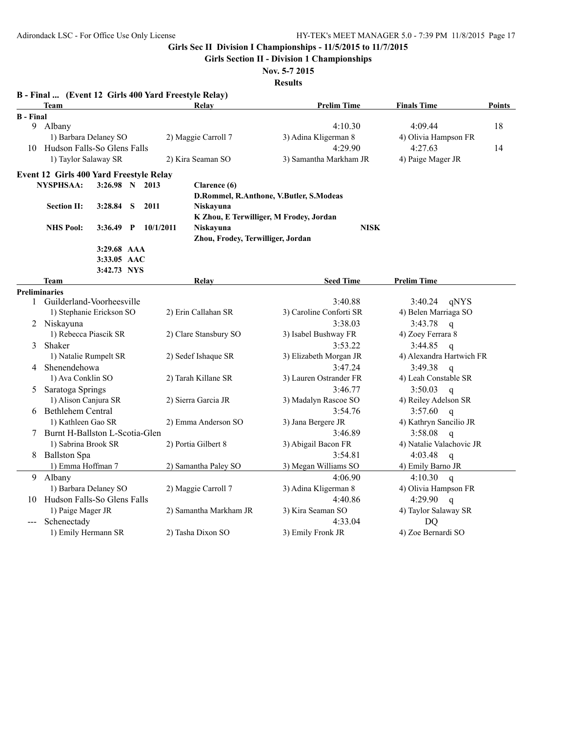# Girls Sec II Division I Championships - 11/5/2015 to 11/7/2015

## Girls Section II - Division 1 Championships

### Nov. 5-7 2015

### Results

**B - Final ... (Event 12 Girls 400 Yard Freestyle Relay)**

| | Team | Relay | | Prelim Time | Finals Time | Points |
|---|---|---|---|---|---|---|
| **B - Final** | | | | | | |
| 9 | Albany | | | 4:10.30 | 4:09.44 | 18 |
| | 1) Barbara Delaney SO | 2) Maggie Carroll 7 | 3) Adina Kligerman 8 | | 4) Olivia Hampson FR | |
| 10 | Hudson Falls-So Glens Falls | | | 4:29.90 | 4:27.63 | 14 |
| | 1) Taylor Salaway SR | 2) Kira Seaman SO | 3) Samantha Markham JR | | 4) Paige Mager JR | |

**Event 12 Girls 400 Yard Freestyle Relay**

| | | | | | |
|---|---|---|---|---|---|
| **NYSPHSAA:** | 3:26.98 | N | 2013 | Clarence (6) | |
| | | | | D.Rommel, R.Anthone, V.Butler, S.Modeas | |
| **Section II:** | 3:28.84 | S | 2011 | Niskayuna | |
| | | | | K Zhou, E Terwilliger, M Frodey, Jordan | |
| **NHS Pool:** | 3:36.49 | P | 10/1/2011 | Niskayuna | NISK |
| | | | | Zhou, Frodey, Terwilliger, Jordan | |
| | 3:29.68 | AAA | | | |
| | 3:33.05 | AAC | | | |
| | 3:42.73 | NYS | | | |

| | Team | Relay | | Seed Time | Prelim Time | |
|---|---|---|---|---|---|---|
| **Preliminaries** | | | | | | |
| 1 | Guilderland-Voorheesville | | | 3:40.88 | 3:40.24 | qNYS |
| | 1) Stephanie Erickson SO | 2) Erin Callahan SR | 3) Caroline Conforti SR | | 4) Belen Marriaga SO | |
| 2 | Niskayuna | | | 3:38.03 | 3:43.78 | q |
| | 1) Rebecca Piascik SR | 2) Clare Stansbury SO | 3) Isabel Bushway FR | | 4) Zoey Ferrara 8 | |
| 3 | Shaker | | | 3:53.22 | 3:44.85 | q |
| | 1) Natalie Rumpelt SR | 2) Sedef Ishaque SR | 3) Elizabeth Morgan JR | | 4) Alexandra Hartwich FR | |
| 4 | Shenendehowa | | | 3:47.24 | 3:49.38 | q |
| | 1) Ava Conklin SO | 2) Tarah Killane SR | 3) Lauren Ostrander FR | | 4) Leah Constable SR | |
| 5 | Saratoga Springs | | | 3:46.77 | 3:50.03 | q |
| | 1) Alison Canjura SR | 2) Sierra Garcia JR | 3) Madalyn Rascoe SO | | 4) Reiley Adelson SR | |
| 6 | Bethlehem Central | | | 3:54.76 | 3:57.60 | q |
| | 1) Kathleen Gao SR | 2) Emma Anderson SO | 3) Jana Bergere JR | | 4) Kathryn Sancilio JR | |
| 7 | Burnt H-Ballston L-Scotia-Glen | | | 3:46.89 | 3:58.08 | q |
| | 1) Sabrina Brook SR | 2) Portia Gilbert 8 | 3) Abigail Bacon FR | | 4) Natalie Valachovic JR | |
| 8 | Ballston Spa | | | 3:54.81 | 4:03.48 | q |
| | 1) Emma Hoffman 7 | 2) Samantha Paley SO | 3) Megan Williams SO | | 4) Emily Barno JR | |
| 9 | Albany | | | 4:06.90 | 4:10.30 | q |
| | 1) Barbara Delaney SO | 2) Maggie Carroll 7 | 3) Adina Kligerman 8 | | 4) Olivia Hampson FR | |
| 10 | Hudson Falls-So Glens Falls | | | 4:40.86 | 4:29.90 | q |
| | 1) Paige Mager JR | 2) Samantha Markham JR | 3) Kira Seaman SO | | 4) Taylor Salaway SR | |
| --- | Schenectady | | | 4:33.04 | DQ | |
| | 1) Emily Hermann SR | 2) Tasha Dixon SO | 3) Emily Fronk JR | | 4) Zoe Bernardi SO | |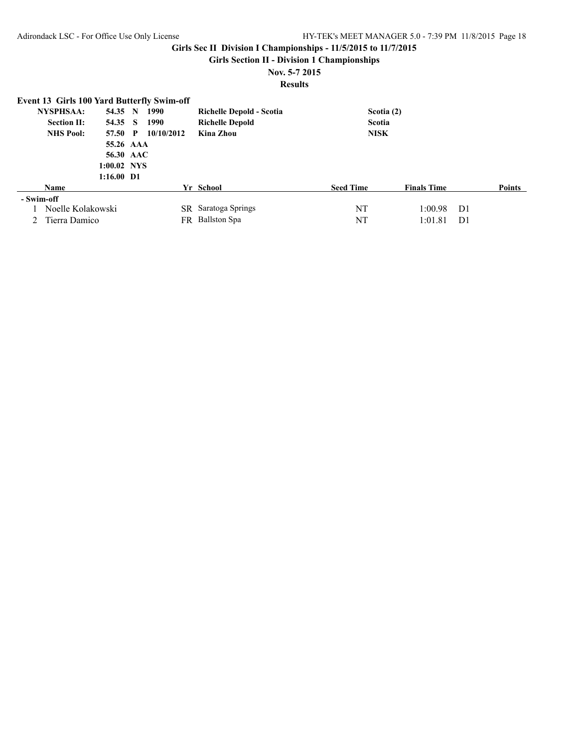# Girls Sec II Division I Championships - 11/5/2015 to 11/7/2015

## Girls Section II - Division 1 Championships

**Nov. 5-7 2015**

**Results**

### Event 13 Girls 100 Yard Butterfly Swim-off

| | | | | | |
|---|---|---|---|---|---|
| **NYSPHSAA:** | **54.35** | **N** | **1990** | **Richelle Depold - Scotia** | **Scotia (2)** |
| **Section II:** | **54.35** | **S** | **1990** | **Richelle Depold** | **Scotia** |
| **NHS Pool:** | **57.50** | **P** | **10/10/2012** | **Kina Zhou** | **NISK** |
| | **55.26** | **AAA** | | | |
| | **56.30** | **AAC** | | | |
| | **1:00.02** | **NYS** | | | |
| | **1:16.00** | **D1** | | | |

| | Name | Yr | School | Seed Time | Finals Time | | Points |
|---|---|---|---|---|---|---|---|
| **- Swim-off** | | | | | | | |
| 1 | Noelle Kolakowski | SR | Saratoga Springs | NT | 1:00.98 | D1 | |
| 2 | Tierra Damico | FR | Ballston Spa | NT | 1:01.81 | D1 | |